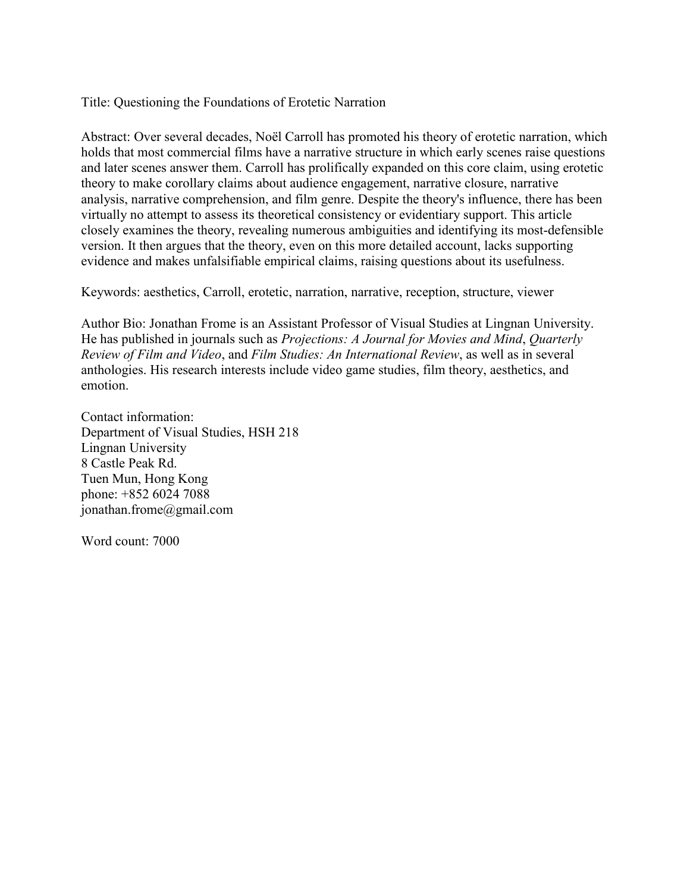Title: Questioning the Foundations of Erotetic Narration

Abstract: Over several decades, Noël Carroll has promoted his theory of erotetic narration, which holds that most commercial films have a narrative structure in which early scenes raise questions and later scenes answer them. Carroll has prolifically expanded on this core claim, using erotetic theory to make corollary claims about audience engagement, narrative closure, narrative analysis, narrative comprehension, and film genre. Despite the theory's influence, there has been virtually no attempt to assess its theoretical consistency or evidentiary support. This article closely examines the theory, revealing numerous ambiguities and identifying its most-defensible version. It then argues that the theory, even on this more detailed account, lacks supporting evidence and makes unfalsifiable empirical claims, raising questions about its usefulness.

Keywords: aesthetics, Carroll, erotetic, narration, narrative, reception, structure, viewer

Author Bio: Jonathan Frome is an Assistant Professor of Visual Studies at Lingnan University. He has published in journals such as *Projections: A Journal for Movies and Mind*, *Quarterly Review of Film and Video*, and *Film Studies: An International Review*, as well as in several anthologies. His research interests include video game studies, film theory, aesthetics, and emotion.

Contact information:
Department of Visual Studies, HSH 218
Lingnan University
8 Castle Peak Rd.
Tuen Mun, Hong Kong
phone: +852 6024 7088
jonathan.frome@gmail.com

Word count: 7000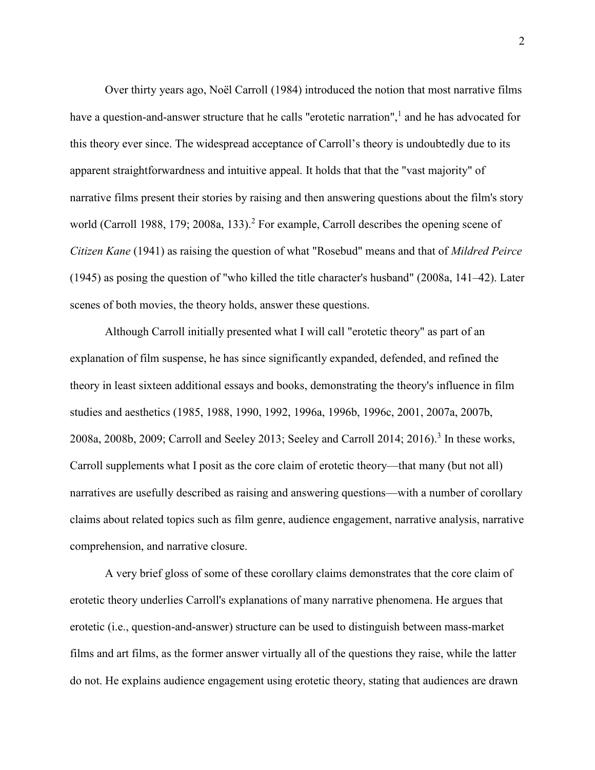Over thirty years ago, Noël Carroll (1984) introduced the notion that most narrative films have a question-and-answer structure that he calls "erotetic narration",[1] and he has advocated for this theory ever since. The widespread acceptance of Carroll's theory is undoubtedly due to its apparent straightforwardness and intuitive appeal. It holds that that the "vast majority" of narrative films present their stories by raising and then answering questions about the film's story world (Carroll 1988, 179; 2008a, 133).[2] For example, Carroll describes the opening scene of *Citizen Kane* (1941) as raising the question of what "Rosebud" means and that of *Mildred Peirce* (1945) as posing the question of "who killed the title character's husband" (2008a, 141–42). Later scenes of both movies, the theory holds, answer these questions.

Although Carroll initially presented what I will call "erotetic theory" as part of an explanation of film suspense, he has since significantly expanded, defended, and refined the theory in least sixteen additional essays and books, demonstrating the theory's influence in film studies and aesthetics (1985, 1988, 1990, 1992, 1996a, 1996b, 1996c, 2001, 2007a, 2007b, 2008a, 2008b, 2009; Carroll and Seeley 2013; Seeley and Carroll 2014; 2016).[3] In these works, Carroll supplements what I posit as the core claim of erotetic theory—that many (but not all) narratives are usefully described as raising and answering questions—with a number of corollary claims about related topics such as film genre, audience engagement, narrative analysis, narrative comprehension, and narrative closure.

A very brief gloss of some of these corollary claims demonstrates that the core claim of erotetic theory underlies Carroll's explanations of many narrative phenomena. He argues that erotetic (i.e., question-and-answer) structure can be used to distinguish between mass-market films and art films, as the former answer virtually all of the questions they raise, while the latter do not. He explains audience engagement using erotetic theory, stating that audiences are drawn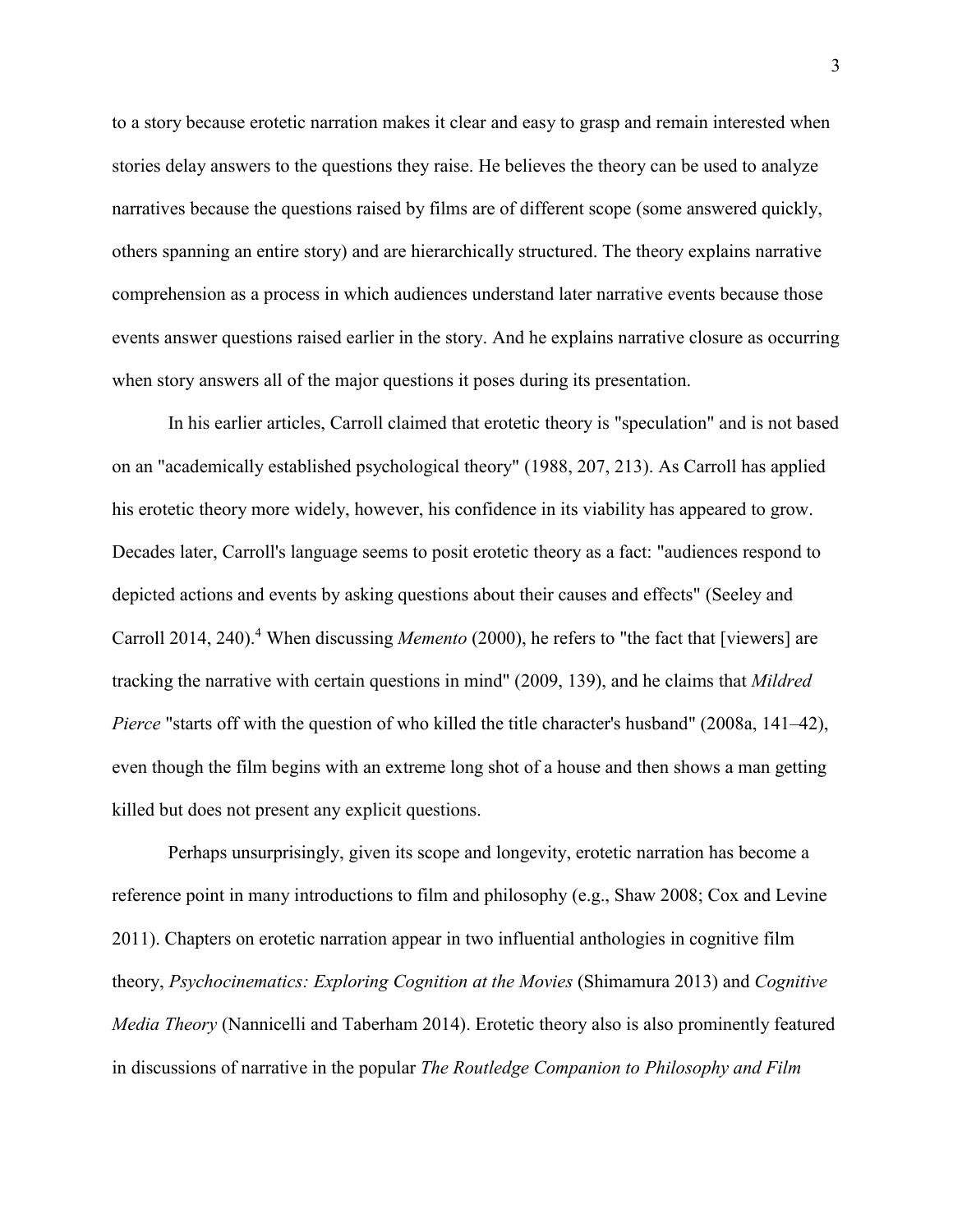to a story because erotetic narration makes it clear and easy to grasp and remain interested when stories delay answers to the questions they raise. He believes the theory can be used to analyze narratives because the questions raised by films are of different scope (some answered quickly, others spanning an entire story) and are hierarchically structured. The theory explains narrative comprehension as a process in which audiences understand later narrative events because those events answer questions raised earlier in the story. And he explains narrative closure as occurring when story answers all of the major questions it poses during its presentation.

In his earlier articles, Carroll claimed that erotetic theory is "speculation" and is not based on an "academically established psychological theory" (1988, 207, 213). As Carroll has applied his erotetic theory more widely, however, his confidence in its viability has appeared to grow. Decades later, Carroll's language seems to posit erotetic theory as a fact: "audiences respond to depicted actions and events by asking questions about their causes and effects" (Seeley and Carroll 2014, 240).[4] When discussing *Memento* (2000), he refers to "the fact that [viewers] are tracking the narrative with certain questions in mind" (2009, 139), and he claims that *Mildred Pierce* "starts off with the question of who killed the title character's husband" (2008a, 141–42), even though the film begins with an extreme long shot of a house and then shows a man getting killed but does not present any explicit questions.

Perhaps unsurprisingly, given its scope and longevity, erotetic narration has become a reference point in many introductions to film and philosophy (e.g., Shaw 2008; Cox and Levine 2011). Chapters on erotetic narration appear in two influential anthologies in cognitive film theory, *Psychocinematics: Exploring Cognition at the Movies* (Shimamura 2013) and *Cognitive Media Theory* (Nannicelli and Taberham 2014). Erotetic theory also is also prominently featured in discussions of narrative in the popular *The Routledge Companion to Philosophy and Film*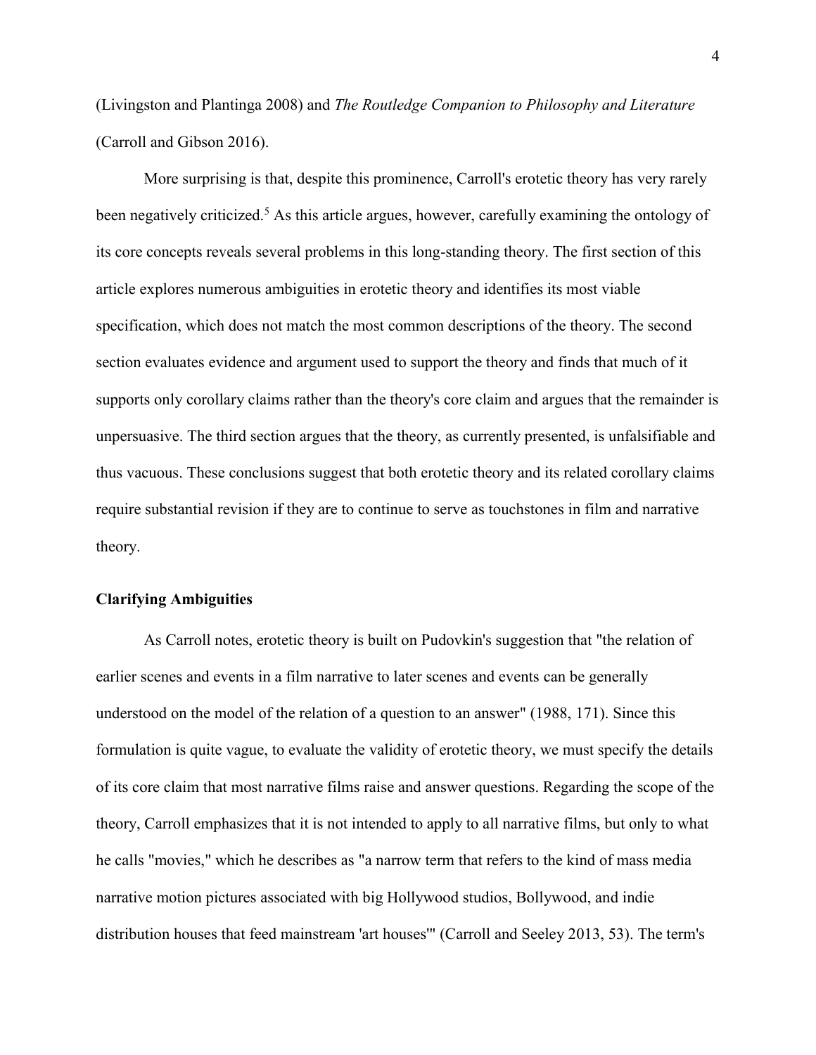(Livingston and Plantinga 2008) and *The Routledge Companion to Philosophy and Literature* (Carroll and Gibson 2016).

More surprising is that, despite this prominence, Carroll's erotetic theory has very rarely been negatively criticized.[5] As this article argues, however, carefully examining the ontology of its core concepts reveals several problems in this long-standing theory. The first section of this article explores numerous ambiguities in erotetic theory and identifies its most viable specification, which does not match the most common descriptions of the theory. The second section evaluates evidence and argument used to support the theory and finds that much of it supports only corollary claims rather than the theory's core claim and argues that the remainder is unpersuasive. The third section argues that the theory, as currently presented, is unfalsifiable and thus vacuous. These conclusions suggest that both erotetic theory and its related corollary claims require substantial revision if they are to continue to serve as touchstones in film and narrative theory.

## Clarifying Ambiguities

As Carroll notes, erotetic theory is built on Pudovkin's suggestion that "the relation of earlier scenes and events in a film narrative to later scenes and events can be generally understood on the model of the relation of a question to an answer" (1988, 171). Since this formulation is quite vague, to evaluate the validity of erotetic theory, we must specify the details of its core claim that most narrative films raise and answer questions. Regarding the scope of the theory, Carroll emphasizes that it is not intended to apply to all narrative films, but only to what he calls "movies," which he describes as "a narrow term that refers to the kind of mass media narrative motion pictures associated with big Hollywood studios, Bollywood, and indie distribution houses that feed mainstream 'art houses'" (Carroll and Seeley 2013, 53). The term's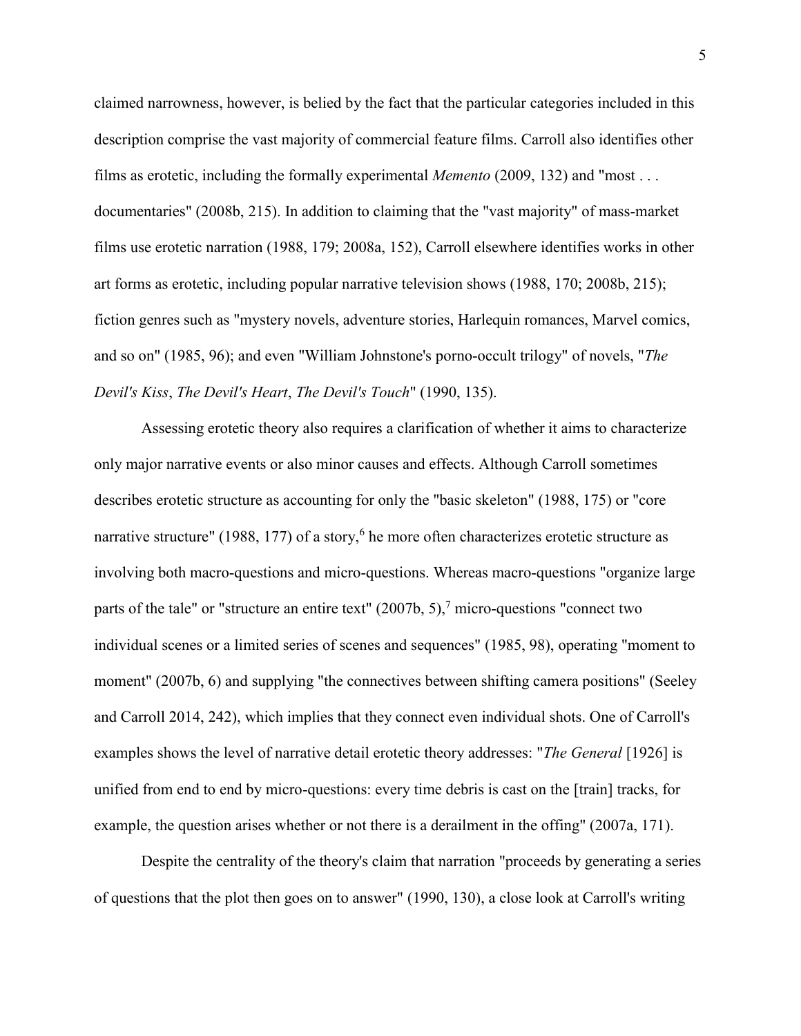claimed narrowness, however, is belied by the fact that the particular categories included in this description comprise the vast majority of commercial feature films. Carroll also identifies other films as erotetic, including the formally experimental *Memento* (2009, 132) and "most . . . documentaries" (2008b, 215). In addition to claiming that the "vast majority" of mass-market films use erotetic narration (1988, 179; 2008a, 152), Carroll elsewhere identifies works in other art forms as erotetic, including popular narrative television shows (1988, 170; 2008b, 215); fiction genres such as "mystery novels, adventure stories, Harlequin romances, Marvel comics, and so on" (1985, 96); and even "William Johnstone's porno-occult trilogy" of novels, "*The Devil's Kiss*, *The Devil's Heart*, *The Devil's Touch*" (1990, 135).

Assessing erotetic theory also requires a clarification of whether it aims to characterize only major narrative events or also minor causes and effects. Although Carroll sometimes describes erotetic structure as accounting for only the "basic skeleton" (1988, 175) or "core narrative structure" (1988, 177) of a story,[6] he more often characterizes erotetic structure as involving both macro-questions and micro-questions. Whereas macro-questions "organize large parts of the tale" or "structure an entire text" (2007b, 5),[7] micro-questions "connect two individual scenes or a limited series of scenes and sequences" (1985, 98), operating "moment to moment" (2007b, 6) and supplying "the connectives between shifting camera positions" (Seeley and Carroll 2014, 242), which implies that they connect even individual shots. One of Carroll's examples shows the level of narrative detail erotetic theory addresses: "*The General* [1926] is unified from end to end by micro-questions: every time debris is cast on the [train] tracks, for example, the question arises whether or not there is a derailment in the offing" (2007a, 171).

Despite the centrality of the theory's claim that narration "proceeds by generating a series of questions that the plot then goes on to answer" (1990, 130), a close look at Carroll's writing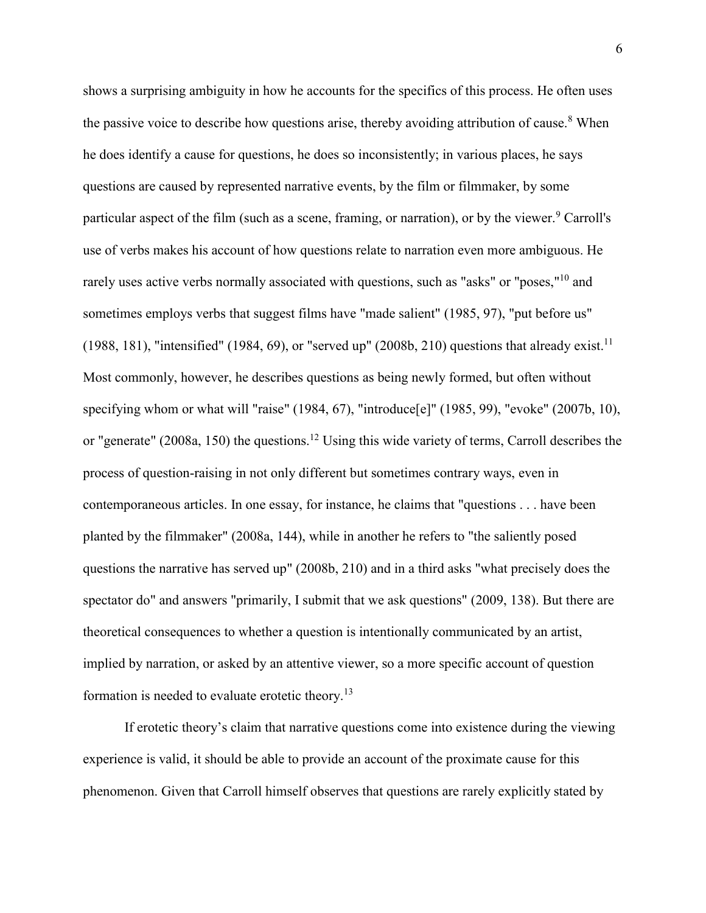shows a surprising ambiguity in how he accounts for the specifics of this process. He often uses the passive voice to describe how questions arise, thereby avoiding attribution of cause.[8] When he does identify a cause for questions, he does so inconsistently; in various places, he says questions are caused by represented narrative events, by the film or filmmaker, by some particular aspect of the film (such as a scene, framing, or narration), or by the viewer.[9] Carroll's use of verbs makes his account of how questions relate to narration even more ambiguous. He rarely uses active verbs normally associated with questions, such as "asks" or "poses,"[10] and sometimes employs verbs that suggest films have "made salient" (1985, 97), "put before us" (1988, 181), "intensified" (1984, 69), or "served up" (2008b, 210) questions that already exist.[11] Most commonly, however, he describes questions as being newly formed, but often without specifying whom or what will "raise" (1984, 67), "introduce[e]" (1985, 99), "evoke" (2007b, 10), or "generate" (2008a, 150) the questions.[12] Using this wide variety of terms, Carroll describes the process of question-raising in not only different but sometimes contrary ways, even in contemporaneous articles. In one essay, for instance, he claims that "questions . . . have been planted by the filmmaker" (2008a, 144), while in another he refers to "the saliently posed questions the narrative has served up" (2008b, 210) and in a third asks "what precisely does the spectator do" and answers "primarily, I submit that we ask questions" (2009, 138). But there are theoretical consequences to whether a question is intentionally communicated by an artist, implied by narration, or asked by an attentive viewer, so a more specific account of question formation is needed to evaluate erotetic theory.[13]

If erotetic theory's claim that narrative questions come into existence during the viewing experience is valid, it should be able to provide an account of the proximate cause for this phenomenon. Given that Carroll himself observes that questions are rarely explicitly stated by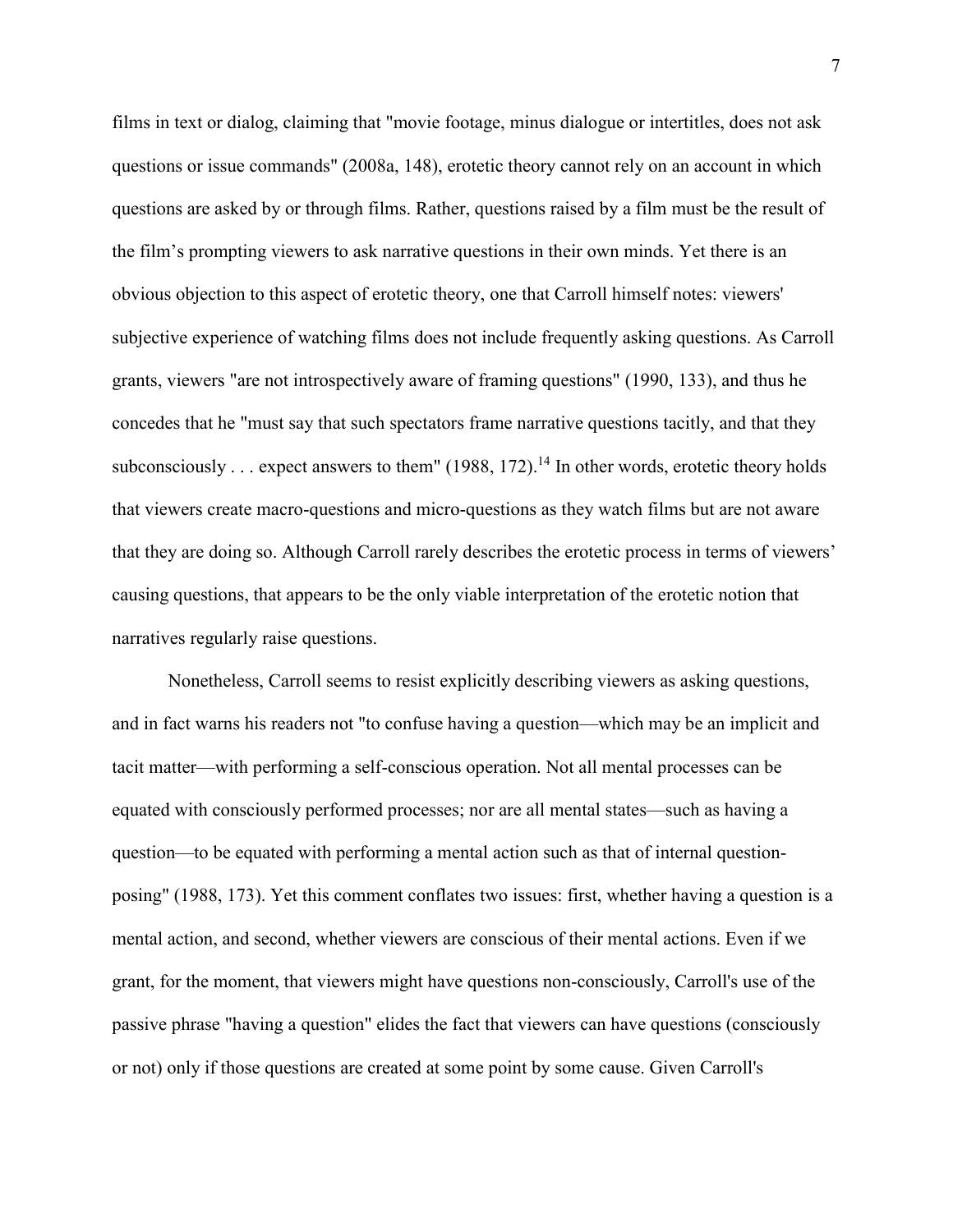films in text or dialog, claiming that "movie footage, minus dialogue or intertitles, does not ask questions or issue commands" (2008a, 148), erotetic theory cannot rely on an account in which questions are asked by or through films. Rather, questions raised by a film must be the result of the film's prompting viewers to ask narrative questions in their own minds. Yet there is an obvious objection to this aspect of erotetic theory, one that Carroll himself notes: viewers' subjective experience of watching films does not include frequently asking questions. As Carroll grants, viewers "are not introspectively aware of framing questions" (1990, 133), and thus he concedes that he "must say that such spectators frame narrative questions tacitly, and that they subconsciously . . . expect answers to them" (1988, 172).[14] In other words, erotetic theory holds that viewers create macro-questions and micro-questions as they watch films but are not aware that they are doing so. Although Carroll rarely describes the erotetic process in terms of viewers' causing questions, that appears to be the only viable interpretation of the erotetic notion that narratives regularly raise questions.

Nonetheless, Carroll seems to resist explicitly describing viewers as asking questions, and in fact warns his readers not "to confuse having a question—which may be an implicit and tacit matter—with performing a self-conscious operation. Not all mental processes can be equated with consciously performed processes; nor are all mental states—such as having a question—to be equated with performing a mental action such as that of internal question-posing" (1988, 173). Yet this comment conflates two issues: first, whether having a question is a mental action, and second, whether viewers are conscious of their mental actions. Even if we grant, for the moment, that viewers might have questions non-consciously, Carroll's use of the passive phrase "having a question" elides the fact that viewers can have questions (consciously or not) only if those questions are created at some point by some cause. Given Carroll's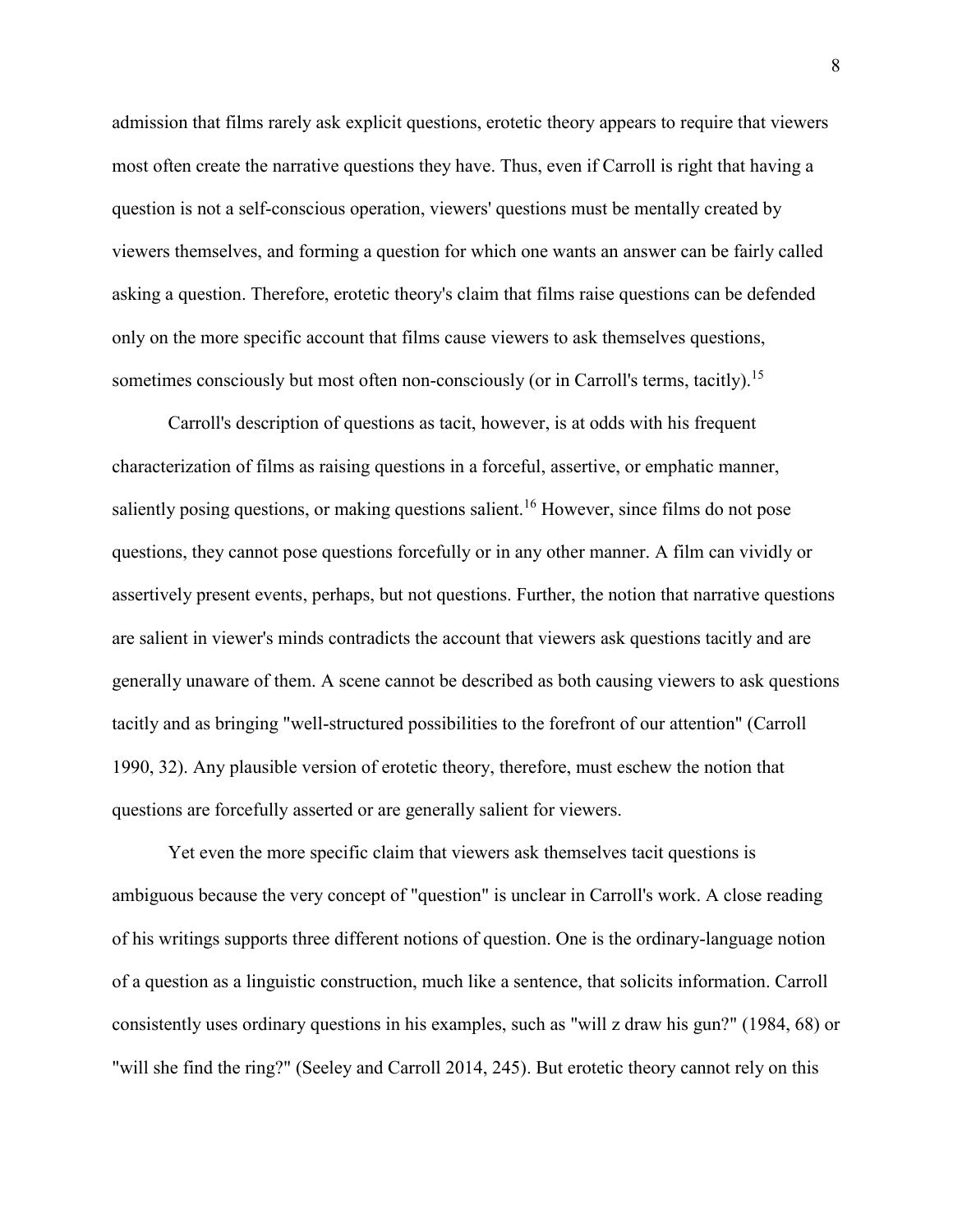admission that films rarely ask explicit questions, erotetic theory appears to require that viewers most often create the narrative questions they have. Thus, even if Carroll is right that having a question is not a self-conscious operation, viewers' questions must be mentally created by viewers themselves, and forming a question for which one wants an answer can be fairly called asking a question. Therefore, erotetic theory's claim that films raise questions can be defended only on the more specific account that films cause viewers to ask themselves questions, sometimes consciously but most often non-consciously (or in Carroll's terms, tacitly).[15]

Carroll's description of questions as tacit, however, is at odds with his frequent characterization of films as raising questions in a forceful, assertive, or emphatic manner, saliently posing questions, or making questions salient.[16] However, since films do not pose questions, they cannot pose questions forcefully or in any other manner. A film can vividly or assertively present events, perhaps, but not questions. Further, the notion that narrative questions are salient in viewer's minds contradicts the account that viewers ask questions tacitly and are generally unaware of them. A scene cannot be described as both causing viewers to ask questions tacitly and as bringing "well-structured possibilities to the forefront of our attention" (Carroll 1990, 32). Any plausible version of erotetic theory, therefore, must eschew the notion that questions are forcefully asserted or are generally salient for viewers.

Yet even the more specific claim that viewers ask themselves tacit questions is ambiguous because the very concept of "question" is unclear in Carroll's work. A close reading of his writings supports three different notions of question. One is the ordinary-language notion of a question as a linguistic construction, much like a sentence, that solicits information. Carroll consistently uses ordinary questions in his examples, such as "will z draw his gun?" (1984, 68) or "will she find the ring?" (Seeley and Carroll 2014, 245). But erotetic theory cannot rely on this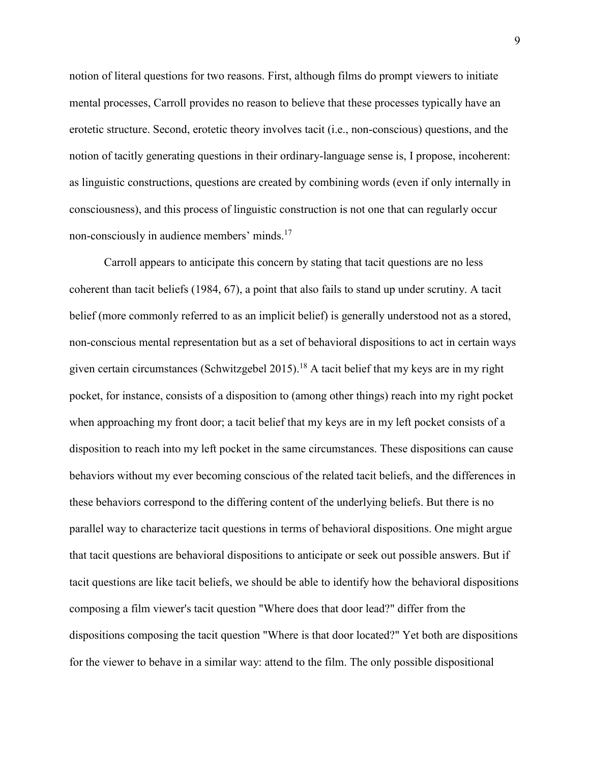notion of literal questions for two reasons. First, although films do prompt viewers to initiate mental processes, Carroll provides no reason to believe that these processes typically have an erotetic structure. Second, erotetic theory involves tacit (i.e., non-conscious) questions, and the notion of tacitly generating questions in their ordinary-language sense is, I propose, incoherent: as linguistic constructions, questions are created by combining words (even if only internally in consciousness), and this process of linguistic construction is not one that can regularly occur non-consciously in audience members' minds.[17]

Carroll appears to anticipate this concern by stating that tacit questions are no less coherent than tacit beliefs (1984, 67), a point that also fails to stand up under scrutiny. A tacit belief (more commonly referred to as an implicit belief) is generally understood not as a stored, non-conscious mental representation but as a set of behavioral dispositions to act in certain ways given certain circumstances (Schwitzgebel 2015).[18] A tacit belief that my keys are in my right pocket, for instance, consists of a disposition to (among other things) reach into my right pocket when approaching my front door; a tacit belief that my keys are in my left pocket consists of a disposition to reach into my left pocket in the same circumstances. These dispositions can cause behaviors without my ever becoming conscious of the related tacit beliefs, and the differences in these behaviors correspond to the differing content of the underlying beliefs. But there is no parallel way to characterize tacit questions in terms of behavioral dispositions. One might argue that tacit questions are behavioral dispositions to anticipate or seek out possible answers. But if tacit questions are like tacit beliefs, we should be able to identify how the behavioral dispositions composing a film viewer's tacit question "Where does that door lead?" differ from the dispositions composing the tacit question "Where is that door located?" Yet both are dispositions for the viewer to behave in a similar way: attend to the film. The only possible dispositional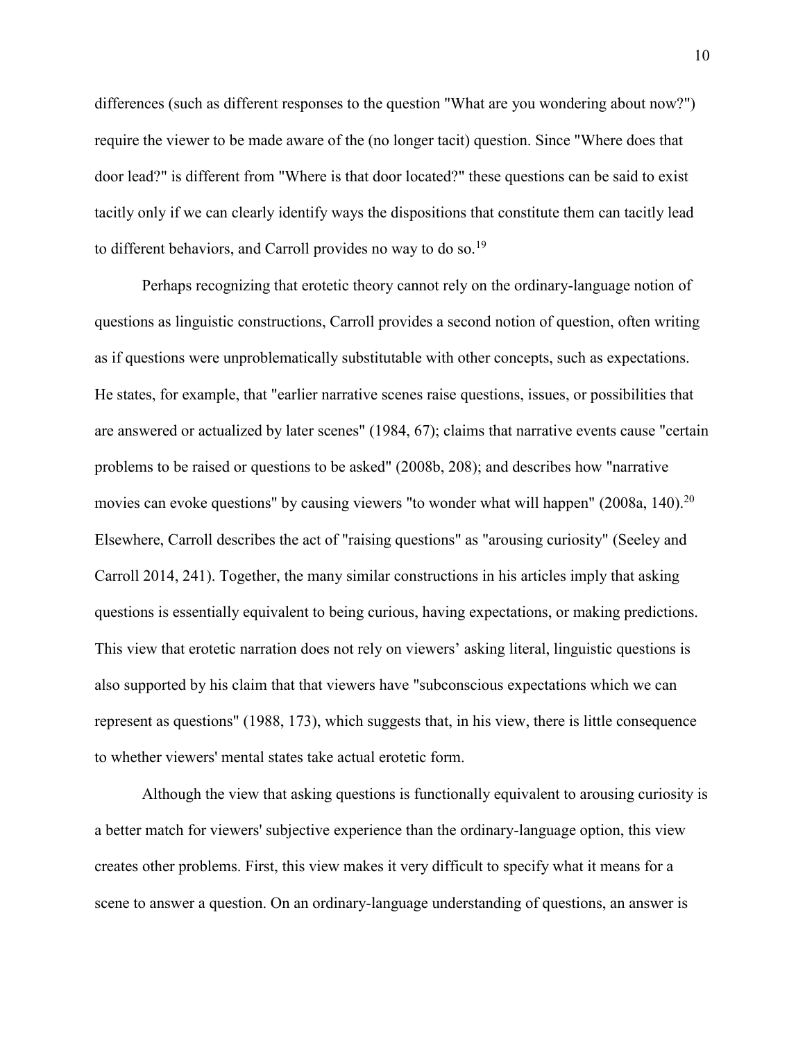differences (such as different responses to the question "What are you wondering about now?") require the viewer to be made aware of the (no longer tacit) question. Since "Where does that door lead?" is different from "Where is that door located?" these questions can be said to exist tacitly only if we can clearly identify ways the dispositions that constitute them can tacitly lead to different behaviors, and Carroll provides no way to do so.[19]

Perhaps recognizing that erotetic theory cannot rely on the ordinary-language notion of questions as linguistic constructions, Carroll provides a second notion of question, often writing as if questions were unproblematically substitutable with other concepts, such as expectations. He states, for example, that "earlier narrative scenes raise questions, issues, or possibilities that are answered or actualized by later scenes" (1984, 67); claims that narrative events cause "certain problems to be raised or questions to be asked" (2008b, 208); and describes how "narrative movies can evoke questions" by causing viewers "to wonder what will happen" (2008a, 140).[20] Elsewhere, Carroll describes the act of "raising questions" as "arousing curiosity" (Seeley and Carroll 2014, 241). Together, the many similar constructions in his articles imply that asking questions is essentially equivalent to being curious, having expectations, or making predictions. This view that erotetic narration does not rely on viewers' asking literal, linguistic questions is also supported by his claim that that viewers have "subconscious expectations which we can represent as questions" (1988, 173), which suggests that, in his view, there is little consequence to whether viewers' mental states take actual erotetic form.

Although the view that asking questions is functionally equivalent to arousing curiosity is a better match for viewers' subjective experience than the ordinary-language option, this view creates other problems. First, this view makes it very difficult to specify what it means for a scene to answer a question. On an ordinary-language understanding of questions, an answer is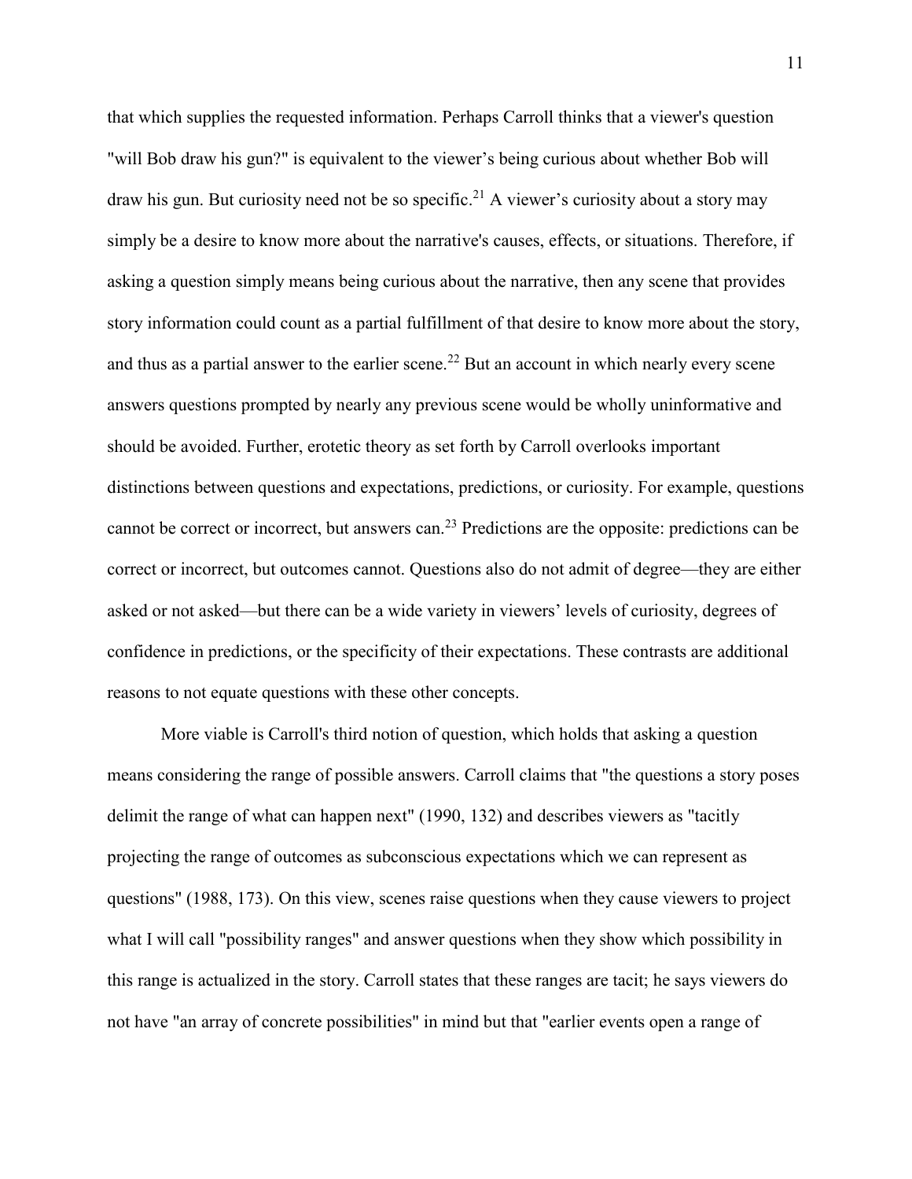that which supplies the requested information. Perhaps Carroll thinks that a viewer's question "will Bob draw his gun?" is equivalent to the viewer's being curious about whether Bob will draw his gun. But curiosity need not be so specific.[21] A viewer's curiosity about a story may simply be a desire to know more about the narrative's causes, effects, or situations. Therefore, if asking a question simply means being curious about the narrative, then any scene that provides story information could count as a partial fulfillment of that desire to know more about the story, and thus as a partial answer to the earlier scene.[22] But an account in which nearly every scene answers questions prompted by nearly any previous scene would be wholly uninformative and should be avoided. Further, erotetic theory as set forth by Carroll overlooks important distinctions between questions and expectations, predictions, or curiosity. For example, questions cannot be correct or incorrect, but answers can.[23] Predictions are the opposite: predictions can be correct or incorrect, but outcomes cannot. Questions also do not admit of degree—they are either asked or not asked—but there can be a wide variety in viewers' levels of curiosity, degrees of confidence in predictions, or the specificity of their expectations. These contrasts are additional reasons to not equate questions with these other concepts.

More viable is Carroll's third notion of question, which holds that asking a question means considering the range of possible answers. Carroll claims that "the questions a story poses delimit the range of what can happen next" (1990, 132) and describes viewers as "tacitly projecting the range of outcomes as subconscious expectations which we can represent as questions" (1988, 173). On this view, scenes raise questions when they cause viewers to project what I will call "possibility ranges" and answer questions when they show which possibility in this range is actualized in the story. Carroll states that these ranges are tacit; he says viewers do not have "an array of concrete possibilities" in mind but that "earlier events open a range of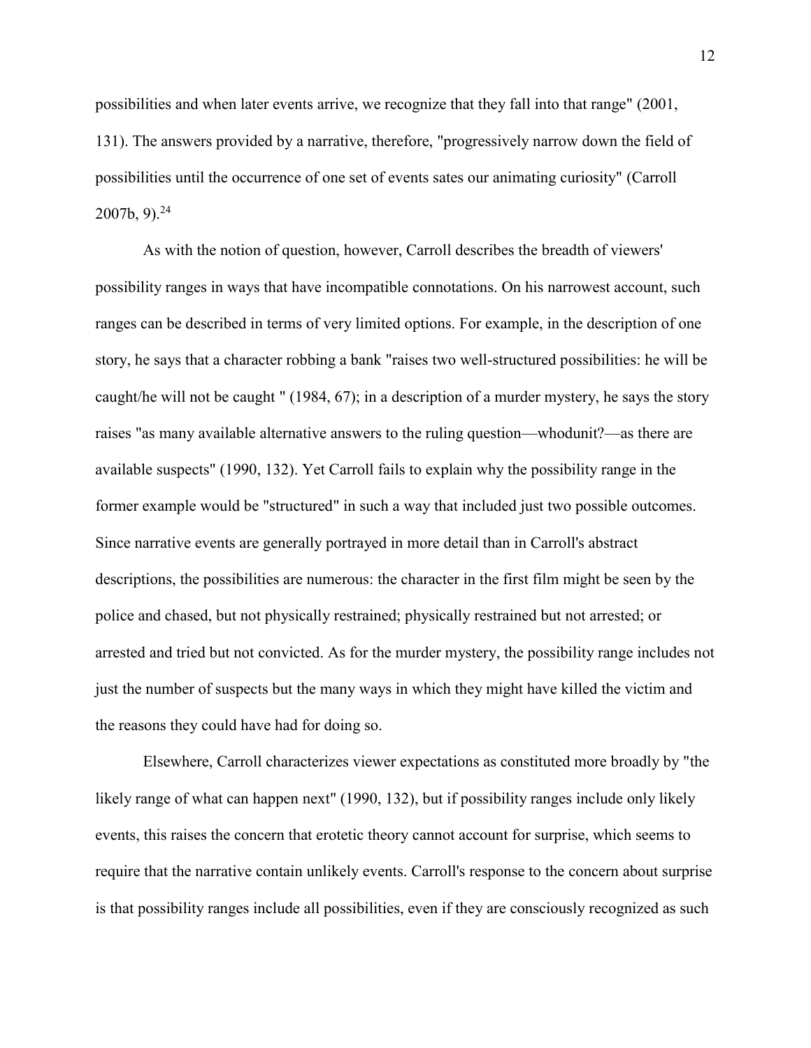possibilities and when later events arrive, we recognize that they fall into that range" (2001, 131). The answers provided by a narrative, therefore, "progressively narrow down the field of possibilities until the occurrence of one set of events sates our animating curiosity" (Carroll 2007b, 9).[24]

As with the notion of question, however, Carroll describes the breadth of viewers' possibility ranges in ways that have incompatible connotations. On his narrowest account, such ranges can be described in terms of very limited options. For example, in the description of one story, he says that a character robbing a bank "raises two well-structured possibilities: he will be caught/he will not be caught " (1984, 67); in a description of a murder mystery, he says the story raises "as many available alternative answers to the ruling question—whodunit?—as there are available suspects" (1990, 132). Yet Carroll fails to explain why the possibility range in the former example would be "structured" in such a way that included just two possible outcomes. Since narrative events are generally portrayed in more detail than in Carroll's abstract descriptions, the possibilities are numerous: the character in the first film might be seen by the police and chased, but not physically restrained; physically restrained but not arrested; or arrested and tried but not convicted. As for the murder mystery, the possibility range includes not just the number of suspects but the many ways in which they might have killed the victim and the reasons they could have had for doing so.

Elsewhere, Carroll characterizes viewer expectations as constituted more broadly by "the likely range of what can happen next" (1990, 132), but if possibility ranges include only likely events, this raises the concern that erotetic theory cannot account for surprise, which seems to require that the narrative contain unlikely events. Carroll's response to the concern about surprise is that possibility ranges include all possibilities, even if they are consciously recognized as such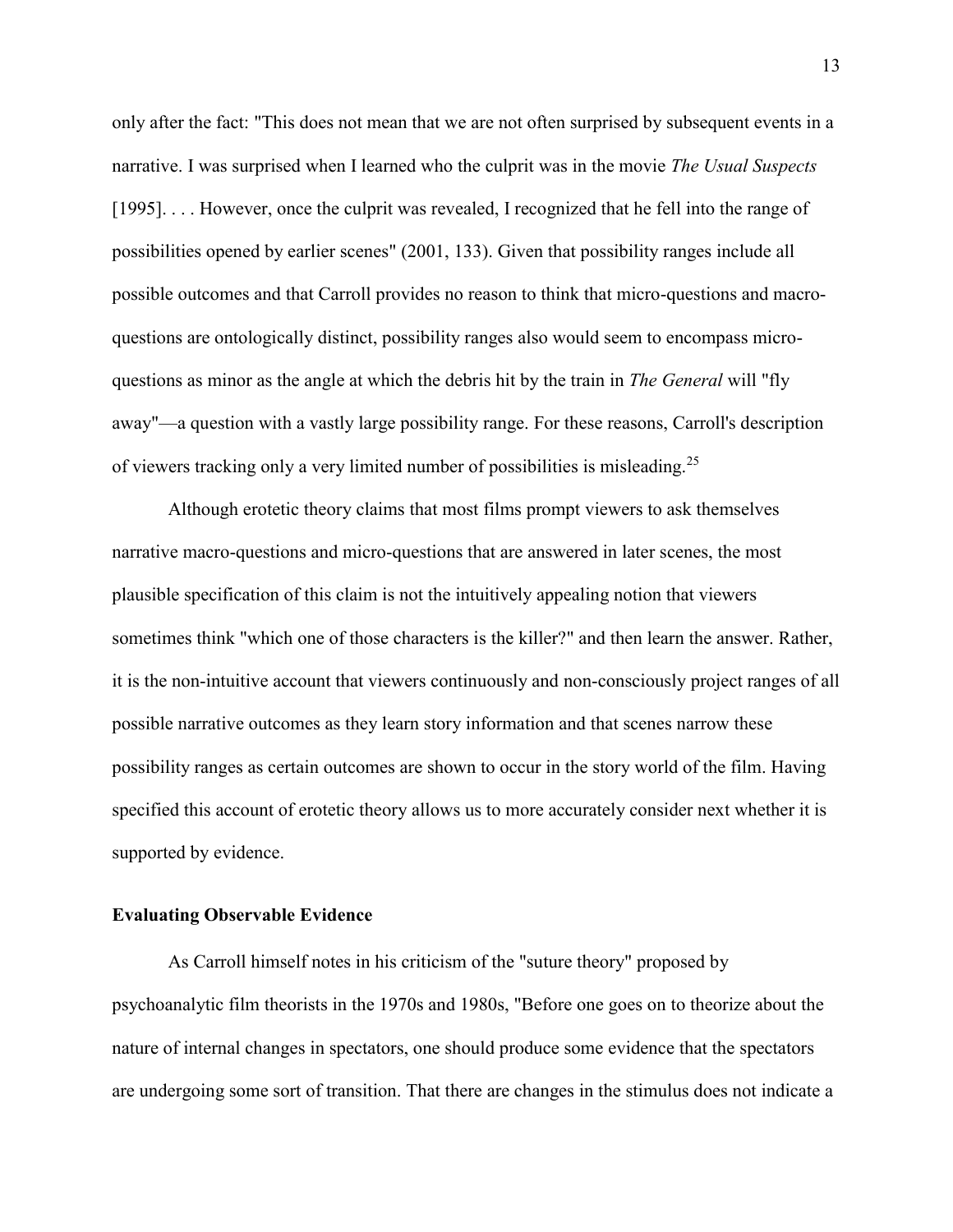only after the fact: "This does not mean that we are not often surprised by subsequent events in a narrative. I was surprised when I learned who the culprit was in the movie *The Usual Suspects* [1995]. . . . However, once the culprit was revealed, I recognized that he fell into the range of possibilities opened by earlier scenes" (2001, 133). Given that possibility ranges include all possible outcomes and that Carroll provides no reason to think that micro-questions and macro-questions are ontologically distinct, possibility ranges also would seem to encompass micro-questions as minor as the angle at which the debris hit by the train in *The General* will "fly away"—a question with a vastly large possibility range. For these reasons, Carroll's description of viewers tracking only a very limited number of possibilities is misleading.[25]

Although erotetic theory claims that most films prompt viewers to ask themselves narrative macro-questions and micro-questions that are answered in later scenes, the most plausible specification of this claim is not the intuitively appealing notion that viewers sometimes think "which one of those characters is the killer?" and then learn the answer. Rather, it is the non-intuitive account that viewers continuously and non-consciously project ranges of all possible narrative outcomes as they learn story information and that scenes narrow these possibility ranges as certain outcomes are shown to occur in the story world of the film. Having specified this account of erotetic theory allows us to more accurately consider next whether it is supported by evidence.

**Evaluating Observable Evidence**

As Carroll himself notes in his criticism of the "suture theory" proposed by psychoanalytic film theorists in the 1970s and 1980s, "Before one goes on to theorize about the nature of internal changes in spectators, one should produce some evidence that the spectators are undergoing some sort of transition. That there are changes in the stimulus does not indicate a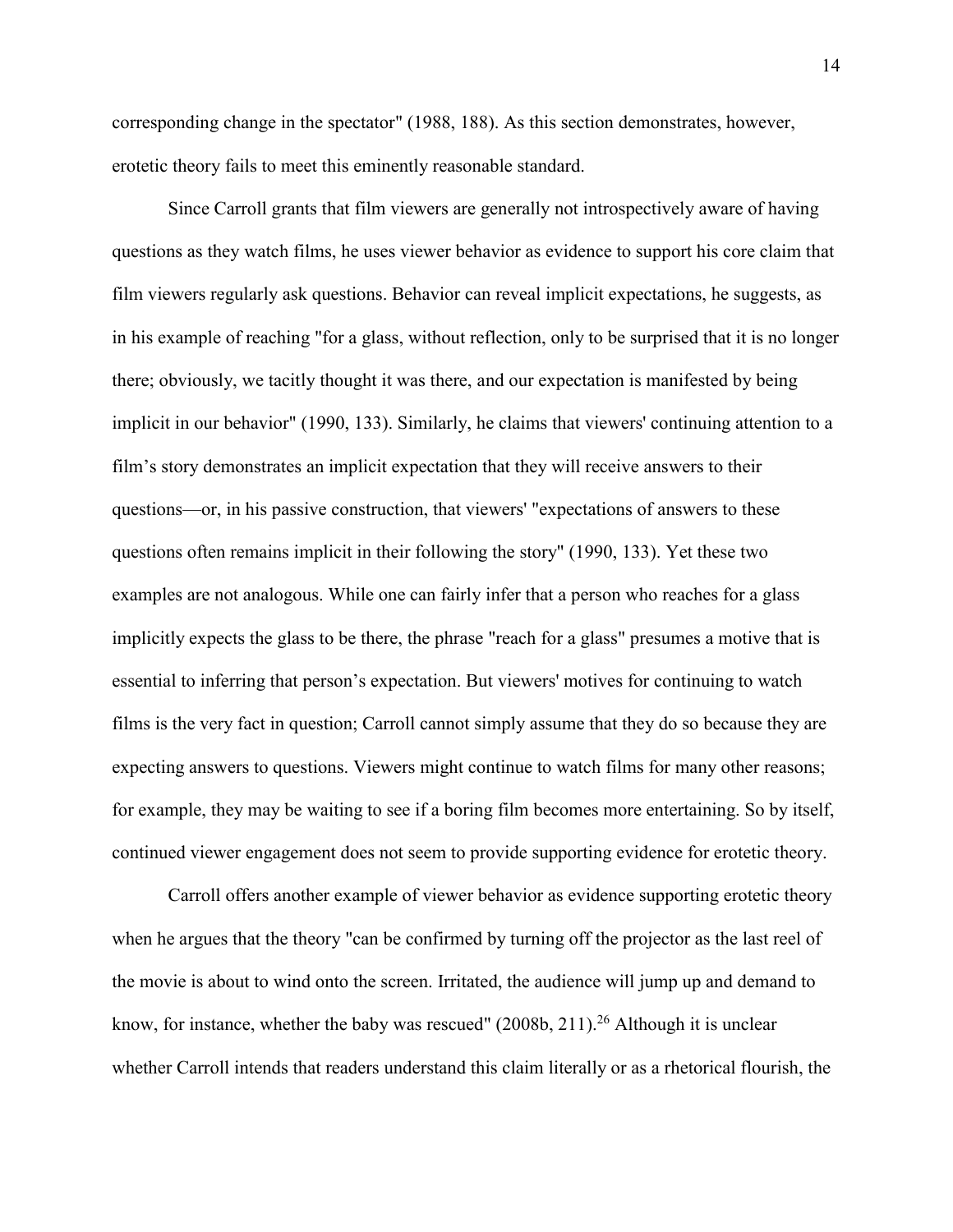corresponding change in the spectator" (1988, 188). As this section demonstrates, however, erotetic theory fails to meet this eminently reasonable standard.

Since Carroll grants that film viewers are generally not introspectively aware of having questions as they watch films, he uses viewer behavior as evidence to support his core claim that film viewers regularly ask questions. Behavior can reveal implicit expectations, he suggests, as in his example of reaching "for a glass, without reflection, only to be surprised that it is no longer there; obviously, we tacitly thought it was there, and our expectation is manifested by being implicit in our behavior" (1990, 133). Similarly, he claims that viewers' continuing attention to a film's story demonstrates an implicit expectation that they will receive answers to their questions—or, in his passive construction, that viewers' "expectations of answers to these questions often remains implicit in their following the story" (1990, 133). Yet these two examples are not analogous. While one can fairly infer that a person who reaches for a glass implicitly expects the glass to be there, the phrase "reach for a glass" presumes a motive that is essential to inferring that person's expectation. But viewers' motives for continuing to watch films is the very fact in question; Carroll cannot simply assume that they do so because they are expecting answers to questions. Viewers might continue to watch films for many other reasons; for example, they may be waiting to see if a boring film becomes more entertaining. So by itself, continued viewer engagement does not seem to provide supporting evidence for erotetic theory.

Carroll offers another example of viewer behavior as evidence supporting erotetic theory when he argues that the theory "can be confirmed by turning off the projector as the last reel of the movie is about to wind onto the screen. Irritated, the audience will jump up and demand to know, for instance, whether the baby was rescued" (2008b, 211).[26] Although it is unclear whether Carroll intends that readers understand this claim literally or as a rhetorical flourish, the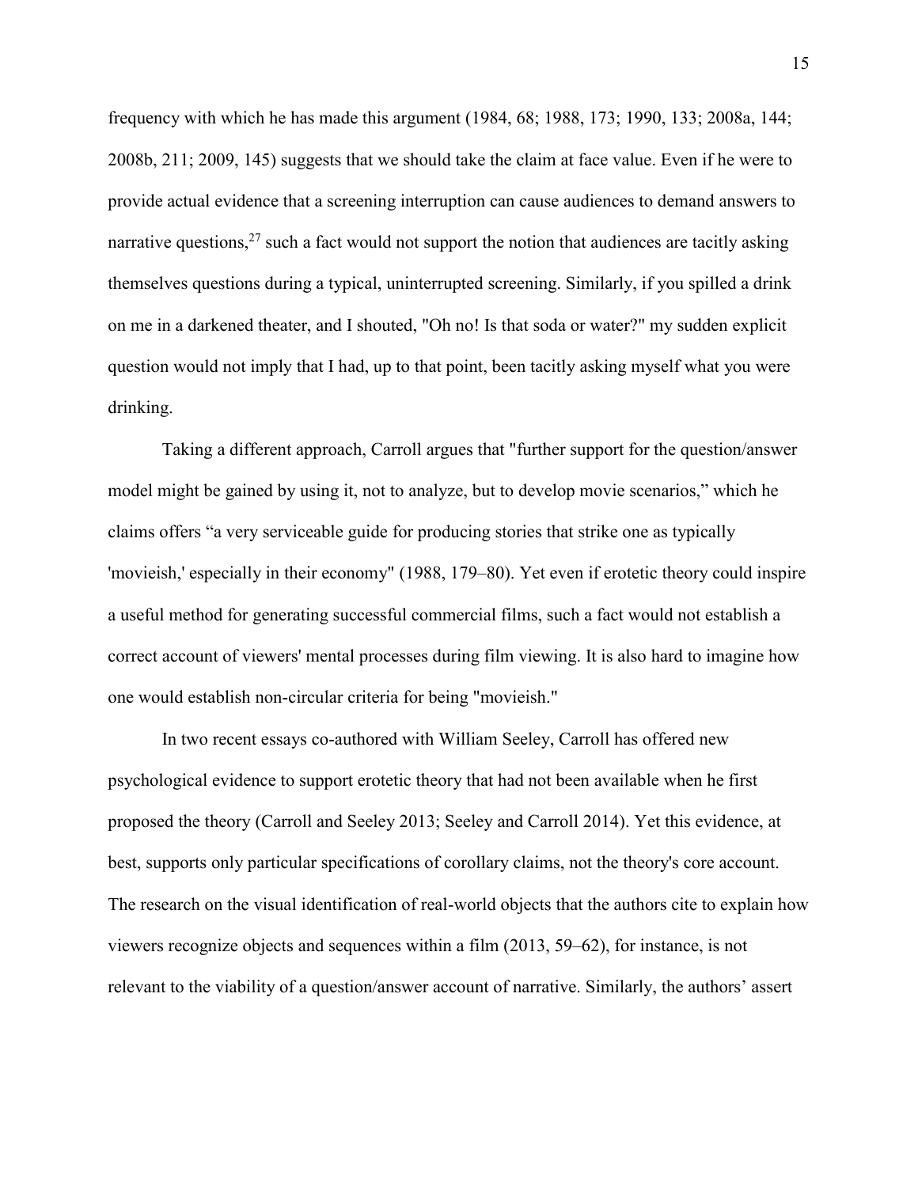frequency with which he has made this argument (1984, 68; 1988, 173; 1990, 133; 2008a, 144; 2008b, 211; 2009, 145) suggests that we should take the claim at face value. Even if he were to provide actual evidence that a screening interruption can cause audiences to demand answers to narrative questions,[27] such a fact would not support the notion that audiences are tacitly asking themselves questions during a typical, uninterrupted screening. Similarly, if you spilled a drink on me in a darkened theater, and I shouted, "Oh no! Is that soda or water?" my sudden explicit question would not imply that I had, up to that point, been tacitly asking myself what you were drinking.

Taking a different approach, Carroll argues that "further support for the question/answer model might be gained by using it, not to analyze, but to develop movie scenarios," which he claims offers "a very serviceable guide for producing stories that strike one as typically 'movieish,' especially in their economy" (1988, 179–80). Yet even if erotetic theory could inspire a useful method for generating successful commercial films, such a fact would not establish a correct account of viewers' mental processes during film viewing. It is also hard to imagine how one would establish non-circular criteria for being "movieish."

In two recent essays co-authored with William Seeley, Carroll has offered new psychological evidence to support erotetic theory that had not been available when he first proposed the theory (Carroll and Seeley 2013; Seeley and Carroll 2014). Yet this evidence, at best, supports only particular specifications of corollary claims, not the theory's core account. The research on the visual identification of real-world objects that the authors cite to explain how viewers recognize objects and sequences within a film (2013, 59–62), for instance, is not relevant to the viability of a question/answer account of narrative. Similarly, the authors' assert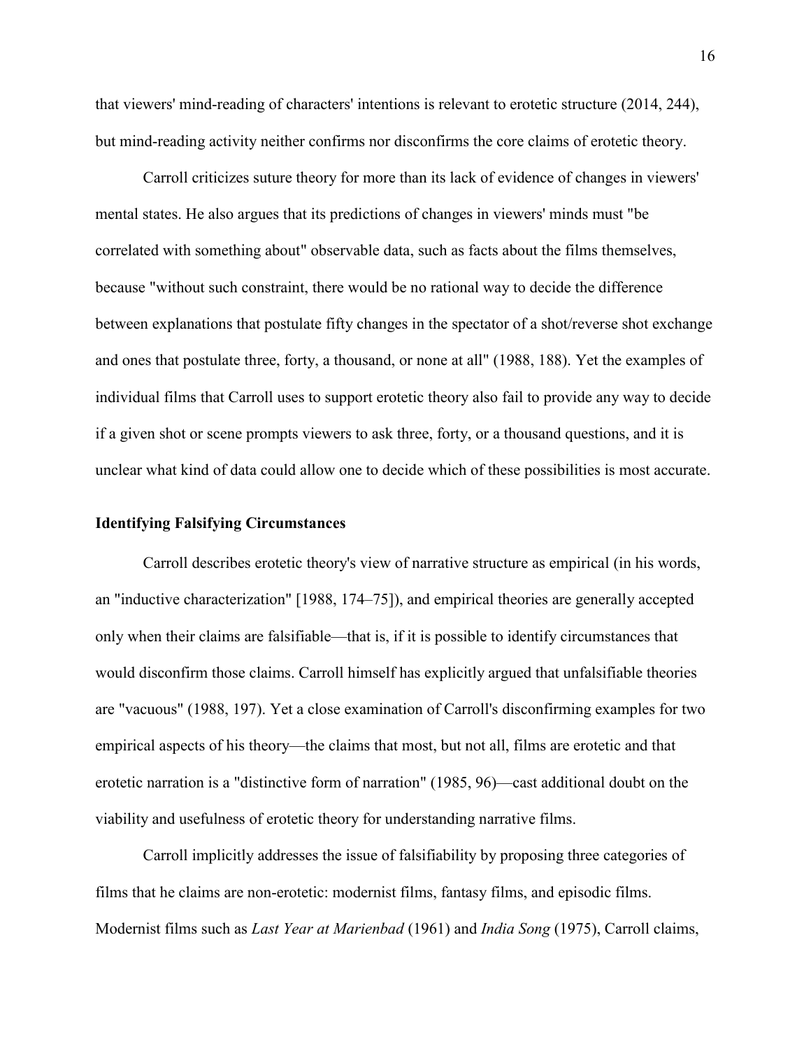that viewers' mind-reading of characters' intentions is relevant to erotetic structure (2014, 244), but mind-reading activity neither confirms nor disconfirms the core claims of erotetic theory.

Carroll criticizes suture theory for more than its lack of evidence of changes in viewers' mental states. He also argues that its predictions of changes in viewers' minds must "be correlated with something about" observable data, such as facts about the films themselves, because "without such constraint, there would be no rational way to decide the difference between explanations that postulate fifty changes in the spectator of a shot/reverse shot exchange and ones that postulate three, forty, a thousand, or none at all" (1988, 188). Yet the examples of individual films that Carroll uses to support erotetic theory also fail to provide any way to decide if a given shot or scene prompts viewers to ask three, forty, or a thousand questions, and it is unclear what kind of data could allow one to decide which of these possibilities is most accurate.

**Identifying Falsifying Circumstances**

Carroll describes erotetic theory's view of narrative structure as empirical (in his words, an "inductive characterization" [1988, 174–75]), and empirical theories are generally accepted only when their claims are falsifiable—that is, if it is possible to identify circumstances that would disconfirm those claims. Carroll himself has explicitly argued that unfalsifiable theories are "vacuous" (1988, 197). Yet a close examination of Carroll's disconfirming examples for two empirical aspects of his theory—the claims that most, but not all, films are erotetic and that erotetic narration is a "distinctive form of narration" (1985, 96)—cast additional doubt on the viability and usefulness of erotetic theory for understanding narrative films.

Carroll implicitly addresses the issue of falsifiability by proposing three categories of films that he claims are non-erotetic: modernist films, fantasy films, and episodic films. Modernist films such as *Last Year at Marienbad* (1961) and *India Song* (1975), Carroll claims,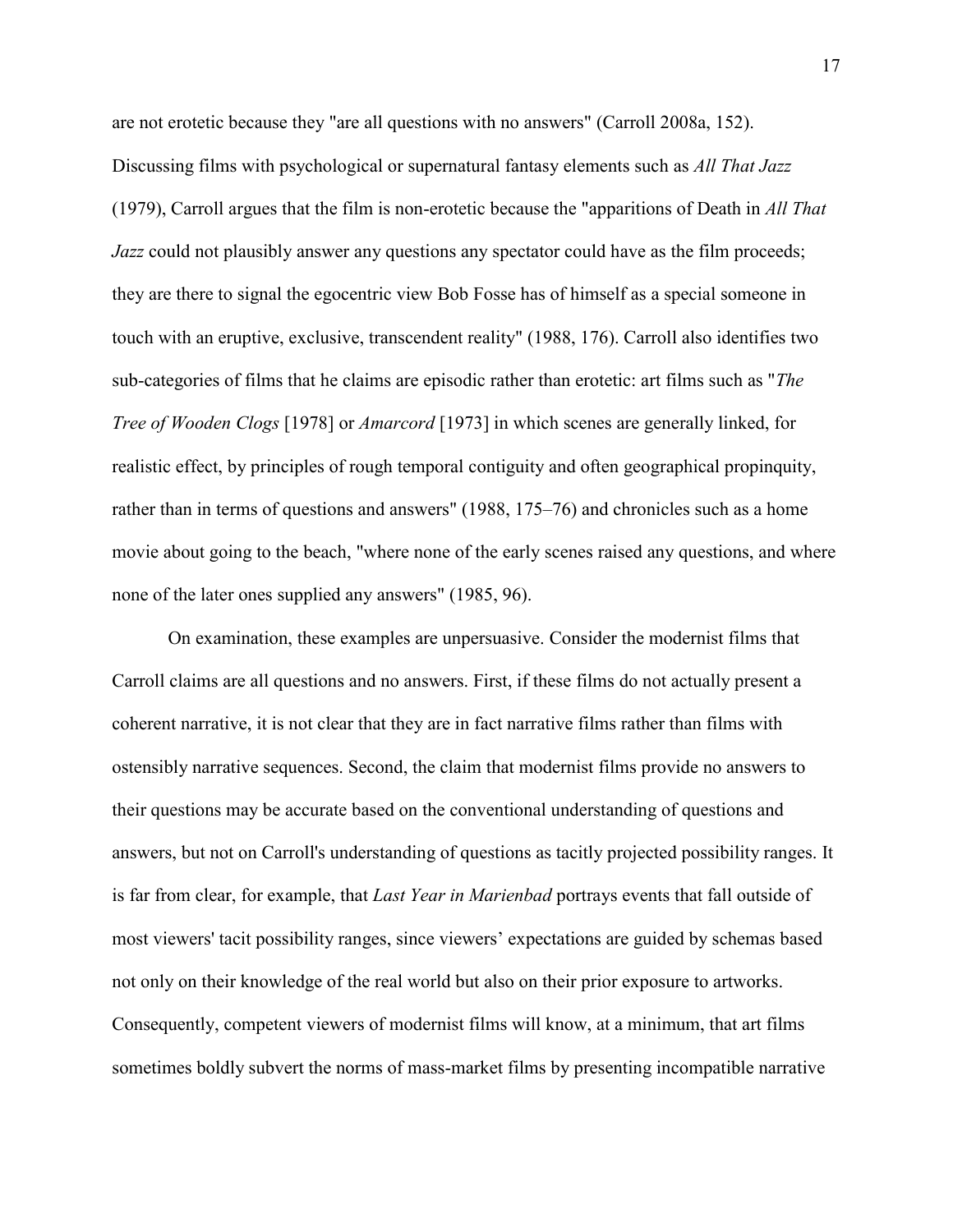are not erotetic because they "are all questions with no answers" (Carroll 2008a, 152). Discussing films with psychological or supernatural fantasy elements such as *All That Jazz* (1979), Carroll argues that the film is non-erotetic because the "apparitions of Death in *All That Jazz* could not plausibly answer any questions any spectator could have as the film proceeds; they are there to signal the egocentric view Bob Fosse has of himself as a special someone in touch with an eruptive, exclusive, transcendent reality" (1988, 176). Carroll also identifies two sub-categories of films that he claims are episodic rather than erotetic: art films such as "*The Tree of Wooden Clogs* [1978] or *Amarcord* [1973] in which scenes are generally linked, for realistic effect, by principles of rough temporal contiguity and often geographical propinquity, rather than in terms of questions and answers" (1988, 175–76) and chronicles such as a home movie about going to the beach, "where none of the early scenes raised any questions, and where none of the later ones supplied any answers" (1985, 96).

On examination, these examples are unpersuasive. Consider the modernist films that Carroll claims are all questions and no answers. First, if these films do not actually present a coherent narrative, it is not clear that they are in fact narrative films rather than films with ostensibly narrative sequences. Second, the claim that modernist films provide no answers to their questions may be accurate based on the conventional understanding of questions and answers, but not on Carroll's understanding of questions as tacitly projected possibility ranges. It is far from clear, for example, that *Last Year in Marienbad* portrays events that fall outside of most viewers' tacit possibility ranges, since viewers' expectations are guided by schemas based not only on their knowledge of the real world but also on their prior exposure to artworks. Consequently, competent viewers of modernist films will know, at a minimum, that art films sometimes boldly subvert the norms of mass-market films by presenting incompatible narrative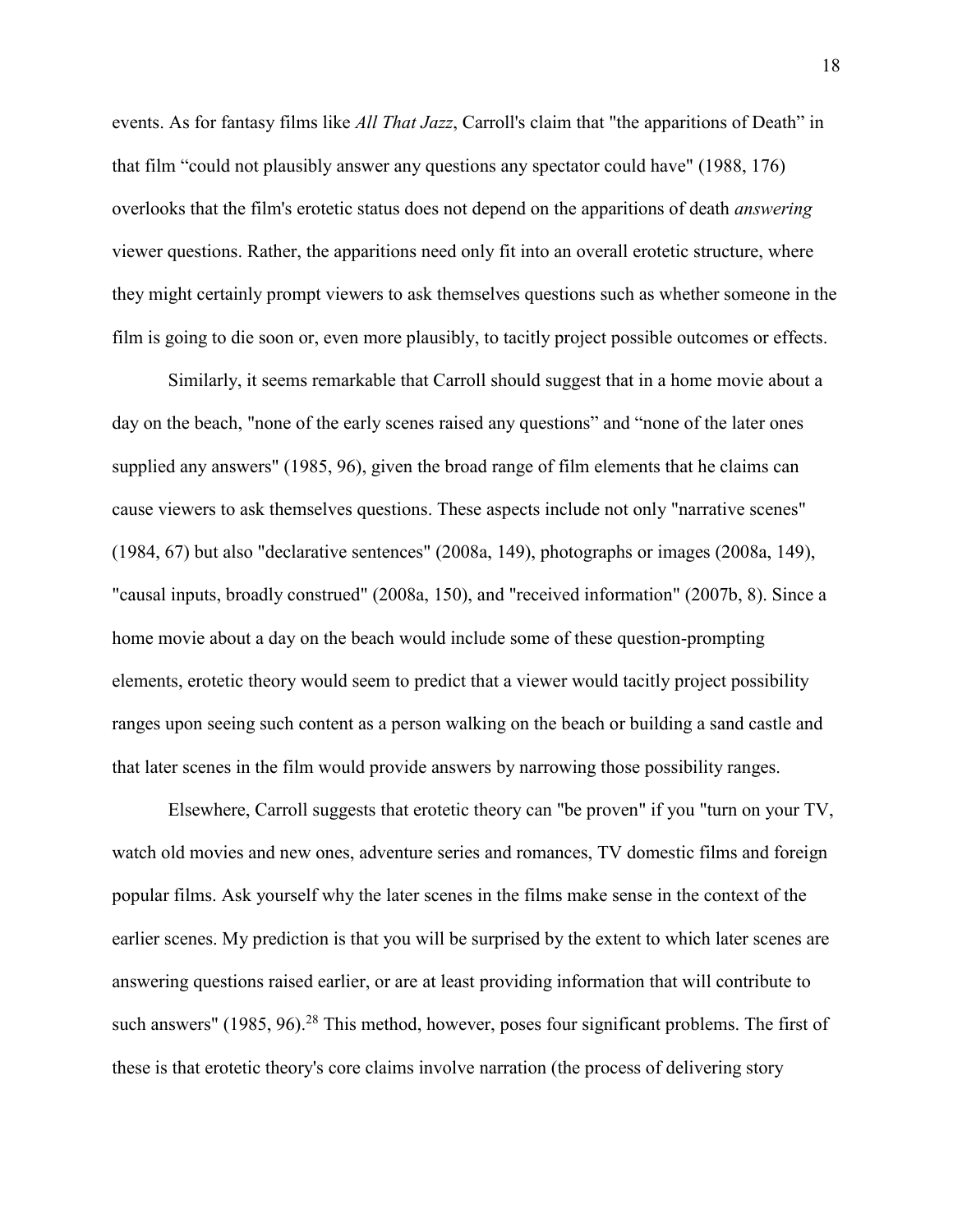events. As for fantasy films like *All That Jazz*, Carroll's claim that "the apparitions of Death" in that film "could not plausibly answer any questions any spectator could have" (1988, 176) overlooks that the film's erotetic status does not depend on the apparitions of death *answering* viewer questions. Rather, the apparitions need only fit into an overall erotetic structure, where they might certainly prompt viewers to ask themselves questions such as whether someone in the film is going to die soon or, even more plausibly, to tacitly project possible outcomes or effects.

Similarly, it seems remarkable that Carroll should suggest that in a home movie about a day on the beach, "none of the early scenes raised any questions" and "none of the later ones supplied any answers" (1985, 96), given the broad range of film elements that he claims can cause viewers to ask themselves questions. These aspects include not only "narrative scenes" (1984, 67) but also "declarative sentences" (2008a, 149), photographs or images (2008a, 149), "causal inputs, broadly construed" (2008a, 150), and "received information" (2007b, 8). Since a home movie about a day on the beach would include some of these question-prompting elements, erotetic theory would seem to predict that a viewer would tacitly project possibility ranges upon seeing such content as a person walking on the beach or building a sand castle and that later scenes in the film would provide answers by narrowing those possibility ranges.

Elsewhere, Carroll suggests that erotetic theory can "be proven" if you "turn on your TV, watch old movies and new ones, adventure series and romances, TV domestic films and foreign popular films. Ask yourself why the later scenes in the films make sense in the context of the earlier scenes. My prediction is that you will be surprised by the extent to which later scenes are answering questions raised earlier, or are at least providing information that will contribute to such answers" (1985, 96).[28] This method, however, poses four significant problems. The first of these is that erotetic theory's core claims involve narration (the process of delivering story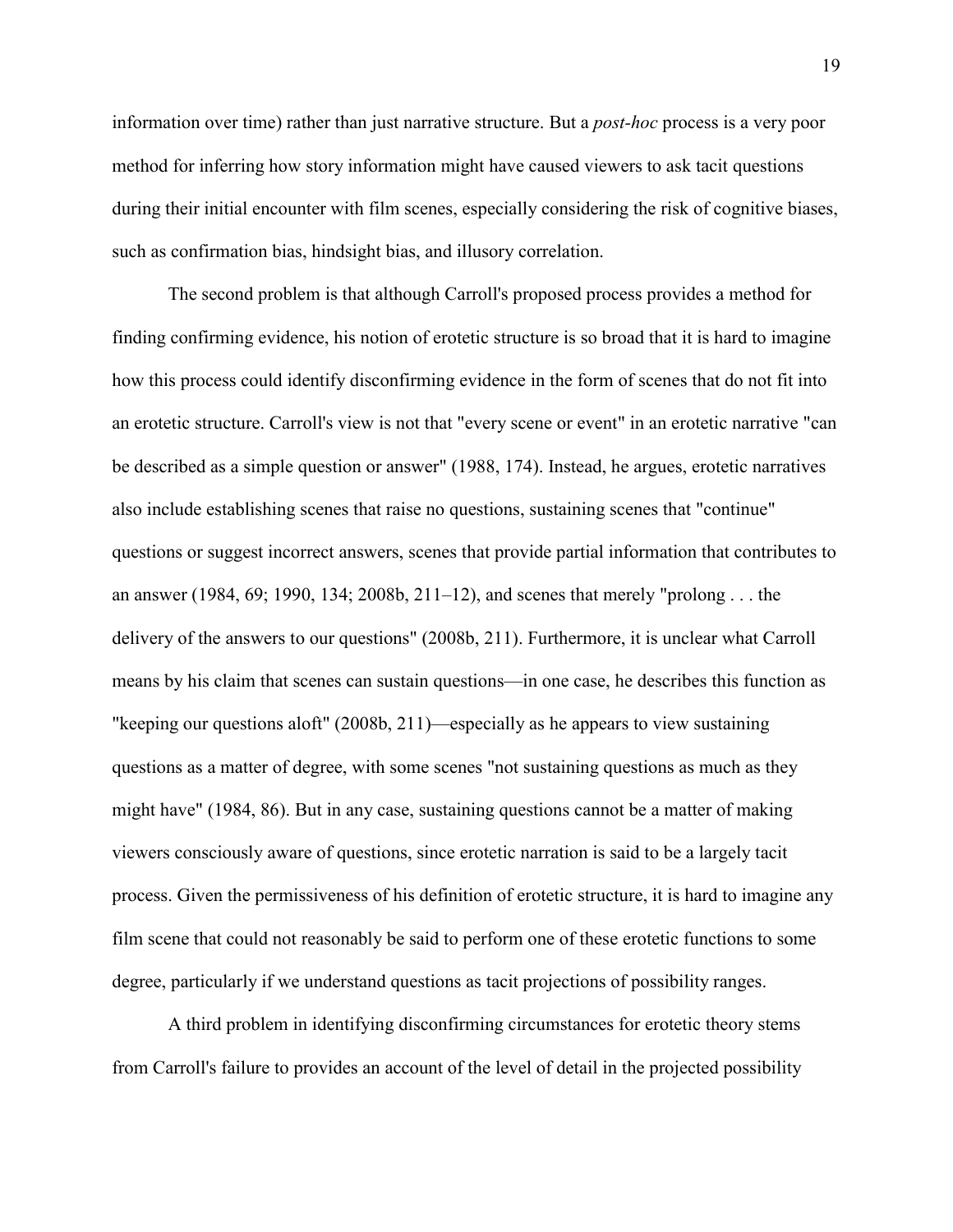information over time) rather than just narrative structure. But a *post-hoc* process is a very poor method for inferring how story information might have caused viewers to ask tacit questions during their initial encounter with film scenes, especially considering the risk of cognitive biases, such as confirmation bias, hindsight bias, and illusory correlation.

The second problem is that although Carroll's proposed process provides a method for finding confirming evidence, his notion of erotetic structure is so broad that it is hard to imagine how this process could identify disconfirming evidence in the form of scenes that do not fit into an erotetic structure. Carroll's view is not that "every scene or event" in an erotetic narrative "can be described as a simple question or answer" (1988, 174). Instead, he argues, erotetic narratives also include establishing scenes that raise no questions, sustaining scenes that "continue" questions or suggest incorrect answers, scenes that provide partial information that contributes to an answer (1984, 69; 1990, 134; 2008b, 211–12), and scenes that merely "prolong . . . the delivery of the answers to our questions" (2008b, 211). Furthermore, it is unclear what Carroll means by his claim that scenes can sustain questions—in one case, he describes this function as "keeping our questions aloft" (2008b, 211)—especially as he appears to view sustaining questions as a matter of degree, with some scenes "not sustaining questions as much as they might have" (1984, 86). But in any case, sustaining questions cannot be a matter of making viewers consciously aware of questions, since erotetic narration is said to be a largely tacit process. Given the permissiveness of his definition of erotetic structure, it is hard to imagine any film scene that could not reasonably be said to perform one of these erotetic functions to some degree, particularly if we understand questions as tacit projections of possibility ranges.

A third problem in identifying disconfirming circumstances for erotetic theory stems from Carroll's failure to provides an account of the level of detail in the projected possibility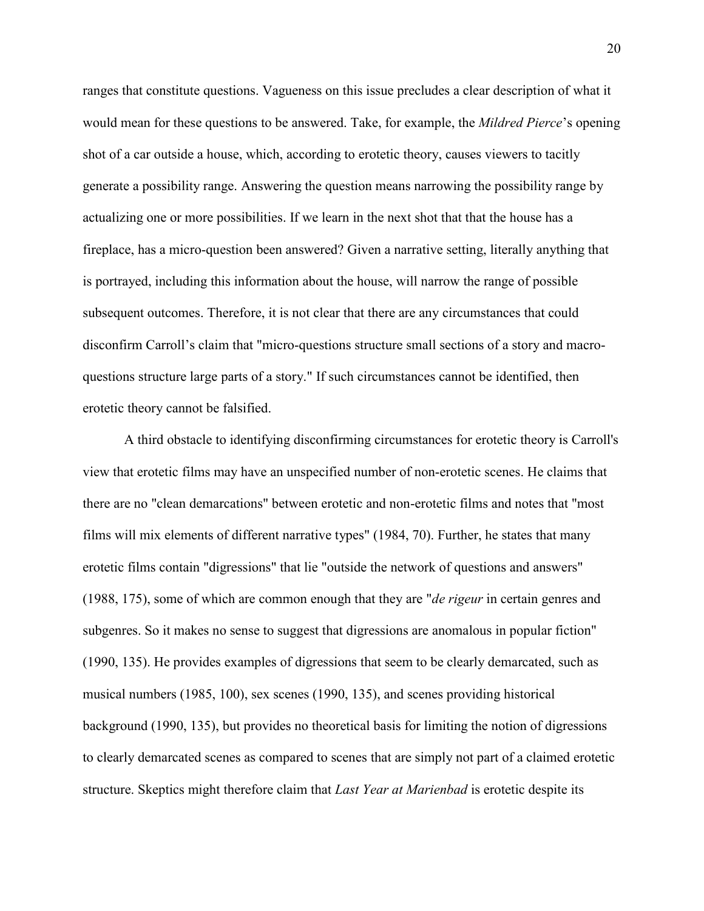ranges that constitute questions. Vagueness on this issue precludes a clear description of what it would mean for these questions to be answered. Take, for example, the *Mildred Pierce*'s opening shot of a car outside a house, which, according to erotetic theory, causes viewers to tacitly generate a possibility range. Answering the question means narrowing the possibility range by actualizing one or more possibilities. If we learn in the next shot that that the house has a fireplace, has a micro-question been answered? Given a narrative setting, literally anything that is portrayed, including this information about the house, will narrow the range of possible subsequent outcomes. Therefore, it is not clear that there are any circumstances that could disconfirm Carroll's claim that "micro-questions structure small sections of a story and macro-questions structure large parts of a story." If such circumstances cannot be identified, then erotetic theory cannot be falsified.

A third obstacle to identifying disconfirming circumstances for erotetic theory is Carroll's view that erotetic films may have an unspecified number of non-erotetic scenes. He claims that there are no "clean demarcations" between erotetic and non-erotetic films and notes that "most films will mix elements of different narrative types" (1984, 70). Further, he states that many erotetic films contain "digressions" that lie "outside the network of questions and answers" (1988, 175), some of which are common enough that they are "*de rigeur* in certain genres and subgenres. So it makes no sense to suggest that digressions are anomalous in popular fiction" (1990, 135). He provides examples of digressions that seem to be clearly demarcated, such as musical numbers (1985, 100), sex scenes (1990, 135), and scenes providing historical background (1990, 135), but provides no theoretical basis for limiting the notion of digressions to clearly demarcated scenes as compared to scenes that are simply not part of a claimed erotetic structure. Skeptics might therefore claim that *Last Year at Marienbad* is erotetic despite its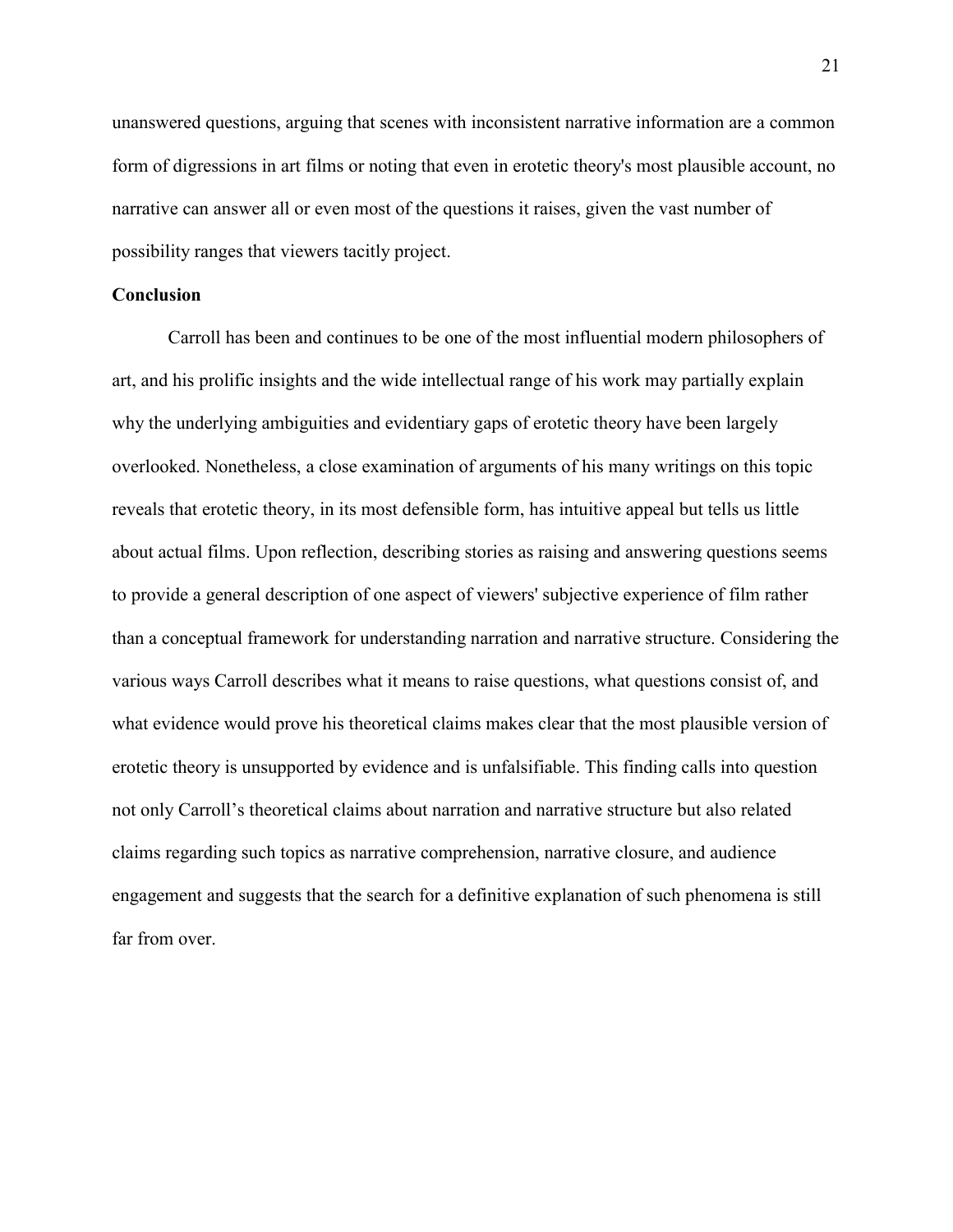unanswered questions, arguing that scenes with inconsistent narrative information are a common form of digressions in art films or noting that even in erotetic theory's most plausible account, no narrative can answer all or even most of the questions it raises, given the vast number of possibility ranges that viewers tacitly project.

**Conclusion**

Carroll has been and continues to be one of the most influential modern philosophers of art, and his prolific insights and the wide intellectual range of his work may partially explain why the underlying ambiguities and evidentiary gaps of erotetic theory have been largely overlooked. Nonetheless, a close examination of arguments of his many writings on this topic reveals that erotetic theory, in its most defensible form, has intuitive appeal but tells us little about actual films. Upon reflection, describing stories as raising and answering questions seems to provide a general description of one aspect of viewers' subjective experience of film rather than a conceptual framework for understanding narration and narrative structure. Considering the various ways Carroll describes what it means to raise questions, what questions consist of, and what evidence would prove his theoretical claims makes clear that the most plausible version of erotetic theory is unsupported by evidence and is unfalsifiable. This finding calls into question not only Carroll's theoretical claims about narration and narrative structure but also related claims regarding such topics as narrative comprehension, narrative closure, and audience engagement and suggests that the search for a definitive explanation of such phenomena is still far from over.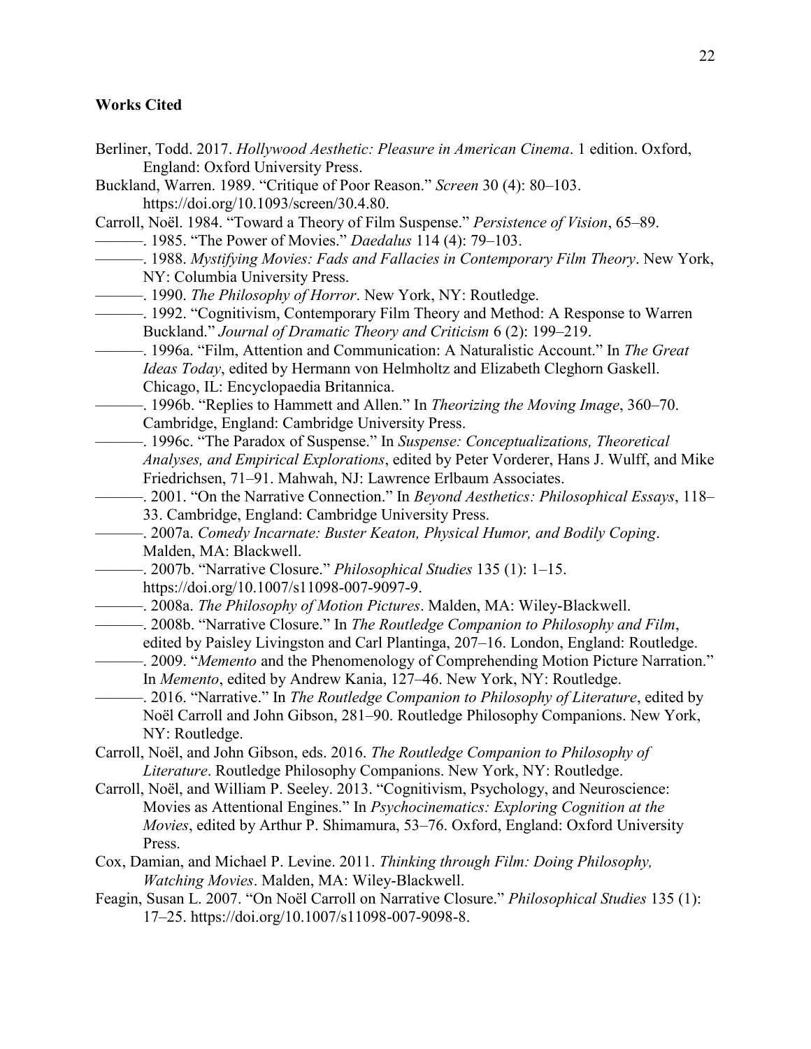**Works Cited**

Berliner, Todd. 2017. *Hollywood Aesthetic: Pleasure in American Cinema*. 1 edition. Oxford, England: Oxford University Press.

Buckland, Warren. 1989. "Critique of Poor Reason." *Screen* 30 (4): 80–103. https://doi.org/10.1093/screen/30.4.80.

Carroll, Noël. 1984. "Toward a Theory of Film Suspense." *Persistence of Vision*, 65–89.

———. 1985. "The Power of Movies." *Daedalus* 114 (4): 79–103.

———. 1988. *Mystifying Movies: Fads and Fallacies in Contemporary Film Theory*. New York, NY: Columbia University Press.

———. 1990. *The Philosophy of Horror*. New York, NY: Routledge.

———. 1992. "Cognitivism, Contemporary Film Theory and Method: A Response to Warren Buckland." *Journal of Dramatic Theory and Criticism* 6 (2): 199–219.

———. 1996a. "Film, Attention and Communication: A Naturalistic Account." In *The Great Ideas Today*, edited by Hermann von Helmholtz and Elizabeth Cleghorn Gaskell. Chicago, IL: Encyclopaedia Britannica.

———. 1996b. "Replies to Hammett and Allen." In *Theorizing the Moving Image*, 360–70. Cambridge, England: Cambridge University Press.

———. 1996c. "The Paradox of Suspense." In *Suspense: Conceptualizations, Theoretical Analyses, and Empirical Explorations*, edited by Peter Vorderer, Hans J. Wulff, and Mike Friedrichsen, 71–91. Mahwah, NJ: Lawrence Erlbaum Associates.

———. 2001. "On the Narrative Connection." In *Beyond Aesthetics: Philosophical Essays*, 118–33. Cambridge, England: Cambridge University Press.

———. 2007a. *Comedy Incarnate: Buster Keaton, Physical Humor, and Bodily Coping*. Malden, MA: Blackwell.

———. 2007b. "Narrative Closure." *Philosophical Studies* 135 (1): 1–15. https://doi.org/10.1007/s11098-007-9097-9.

———. 2008a. *The Philosophy of Motion Pictures*. Malden, MA: Wiley-Blackwell.

———. 2008b. "Narrative Closure." In *The Routledge Companion to Philosophy and Film*, edited by Paisley Livingston and Carl Plantinga, 207–16. London, England: Routledge.

———. 2009. "*Memento* and the Phenomenology of Comprehending Motion Picture Narration." In *Memento*, edited by Andrew Kania, 127–46. New York, NY: Routledge.

———. 2016. "Narrative." In *The Routledge Companion to Philosophy of Literature*, edited by Noël Carroll and John Gibson, 281–90. Routledge Philosophy Companions. New York, NY: Routledge.

Carroll, Noël, and John Gibson, eds. 2016. *The Routledge Companion to Philosophy of Literature*. Routledge Philosophy Companions. New York, NY: Routledge.

Carroll, Noël, and William P. Seeley. 2013. "Cognitivism, Psychology, and Neuroscience: Movies as Attentional Engines." In *Psychocinematics: Exploring Cognition at the Movies*, edited by Arthur P. Shimamura, 53–76. Oxford, England: Oxford University Press.

Cox, Damian, and Michael P. Levine. 2011. *Thinking through Film: Doing Philosophy, Watching Movies*. Malden, MA: Wiley-Blackwell.

Feagin, Susan L. 2007. "On Noël Carroll on Narrative Closure." *Philosophical Studies* 135 (1): 17–25. https://doi.org/10.1007/s11098-007-9098-8.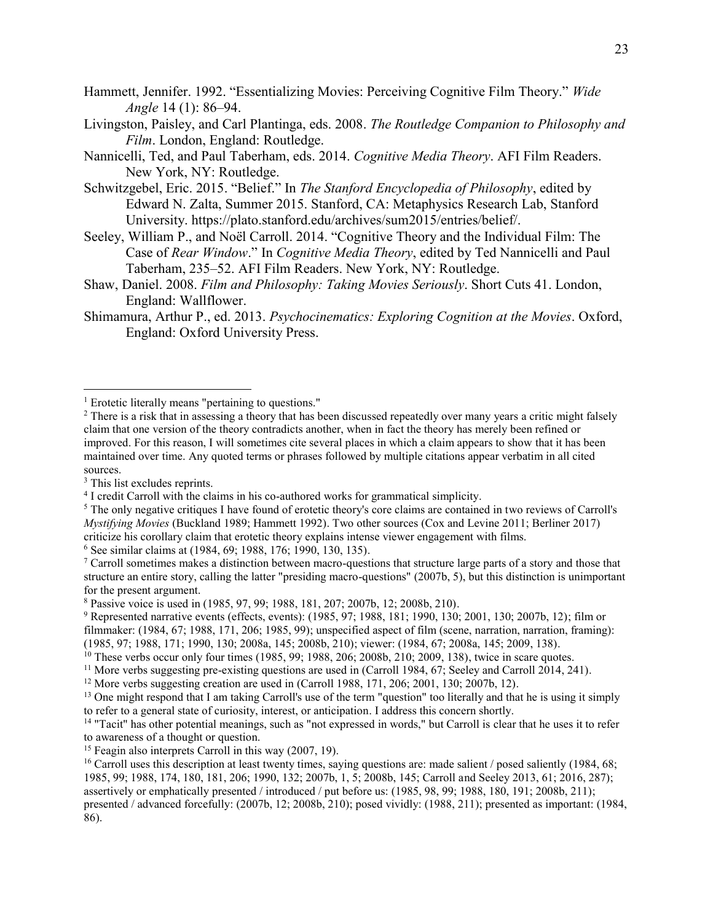Hammett, Jennifer. 1992. "Essentializing Movies: Perceiving Cognitive Film Theory." *Wide Angle* 14 (1): 86–94.

Livingston, Paisley, and Carl Plantinga, eds. 2008. *The Routledge Companion to Philosophy and Film*. London, England: Routledge.

Nannicelli, Ted, and Paul Taberham, eds. 2014. *Cognitive Media Theory*. AFI Film Readers. New York, NY: Routledge.

Schwitzgebel, Eric. 2015. "Belief." In *The Stanford Encyclopedia of Philosophy*, edited by Edward N. Zalta, Summer 2015. Stanford, CA: Metaphysics Research Lab, Stanford University. https://plato.stanford.edu/archives/sum2015/entries/belief/.

Seeley, William P., and Noël Carroll. 2014. "Cognitive Theory and the Individual Film: The Case of *Rear Window*." In *Cognitive Media Theory*, edited by Ted Nannicelli and Paul Taberham, 235–52. AFI Film Readers. New York, NY: Routledge.

Shaw, Daniel. 2008. *Film and Philosophy: Taking Movies Seriously*. Short Cuts 41. London, England: Wallflower.

Shimamura, Arthur P., ed. 2013. *Psychocinematics: Exploring Cognition at the Movies*. Oxford, England: Oxford University Press.

---

[1] Erotetic literally means "pertaining to questions."

[2] There is a risk that in assessing a theory that has been discussed repeatedly over many years a critic might falsely claim that one version of the theory contradicts another, when in fact the theory has merely been refined or improved. For this reason, I will sometimes cite several places in which a claim appears to show that it has been maintained over time. Any quoted terms or phrases followed by multiple citations appear verbatim in all cited sources.

[3] This list excludes reprints.

[4] I credit Carroll with the claims in his co-authored works for grammatical simplicity.

[5] The only negative critiques I have found of erotetic theory's core claims are contained in two reviews of Carroll's *Mystifying Movies* (Buckland 1989; Hammett 1992). Two other sources (Cox and Levine 2011; Berliner 2017) criticize his corollary claim that erotetic theory explains intense viewer engagement with films.

[6] See similar claims at (1984, 69; 1988, 176; 1990, 130, 135).

[7] Carroll sometimes makes a distinction between macro-questions that structure large parts of a story and those that structure an entire story, calling the latter "presiding macro-questions" (2007b, 5), but this distinction is unimportant for the present argument.

[8] Passive voice is used in (1985, 97, 99; 1988, 181, 207; 2007b, 12; 2008b, 210).

[9] Represented narrative events (effects, events): (1985, 97; 1988, 181; 1990, 130; 2001, 130; 2007b, 12); film or filmmaker: (1984, 67; 1988, 171, 206; 1985, 99); unspecified aspect of film (scene, narration, narration, framing): (1985, 97; 1988, 171; 1990, 130; 2008a, 145; 2008b, 210); viewer: (1984, 67; 2008a, 145; 2009, 138).

[10] These verbs occur only four times (1985, 99; 1988, 206; 2008b, 210; 2009, 138), twice in scare quotes.

[11] More verbs suggesting pre-existing questions are used in (Carroll 1984, 67; Seeley and Carroll 2014, 241).

[12] More verbs suggesting creation are used in (Carroll 1988, 171, 206; 2001, 130; 2007b, 12).

[13] One might respond that I am taking Carroll's use of the term "question" too literally and that he is using it simply to refer to a general state of curiosity, interest, or anticipation. I address this concern shortly.

[14] "Tacit" has other potential meanings, such as "not expressed in words," but Carroll is clear that he uses it to refer to awareness of a thought or question.

[15] Feagin also interprets Carroll in this way (2007, 19).

[16] Carroll uses this description at least twenty times, saying questions are: made salient / posed saliently (1984, 68; 1985, 99; 1988, 174, 180, 181, 206; 1990, 132; 2007b, 1, 5; 2008b, 145; Carroll and Seeley 2013, 61; 2016, 287); assertively or emphatically presented / introduced / put before us: (1985, 98, 99; 1988, 180, 191; 2008b, 211); presented / advanced forcefully: (2007b, 12; 2008b, 210); posed vividly: (1988, 211); presented as important: (1984, 86).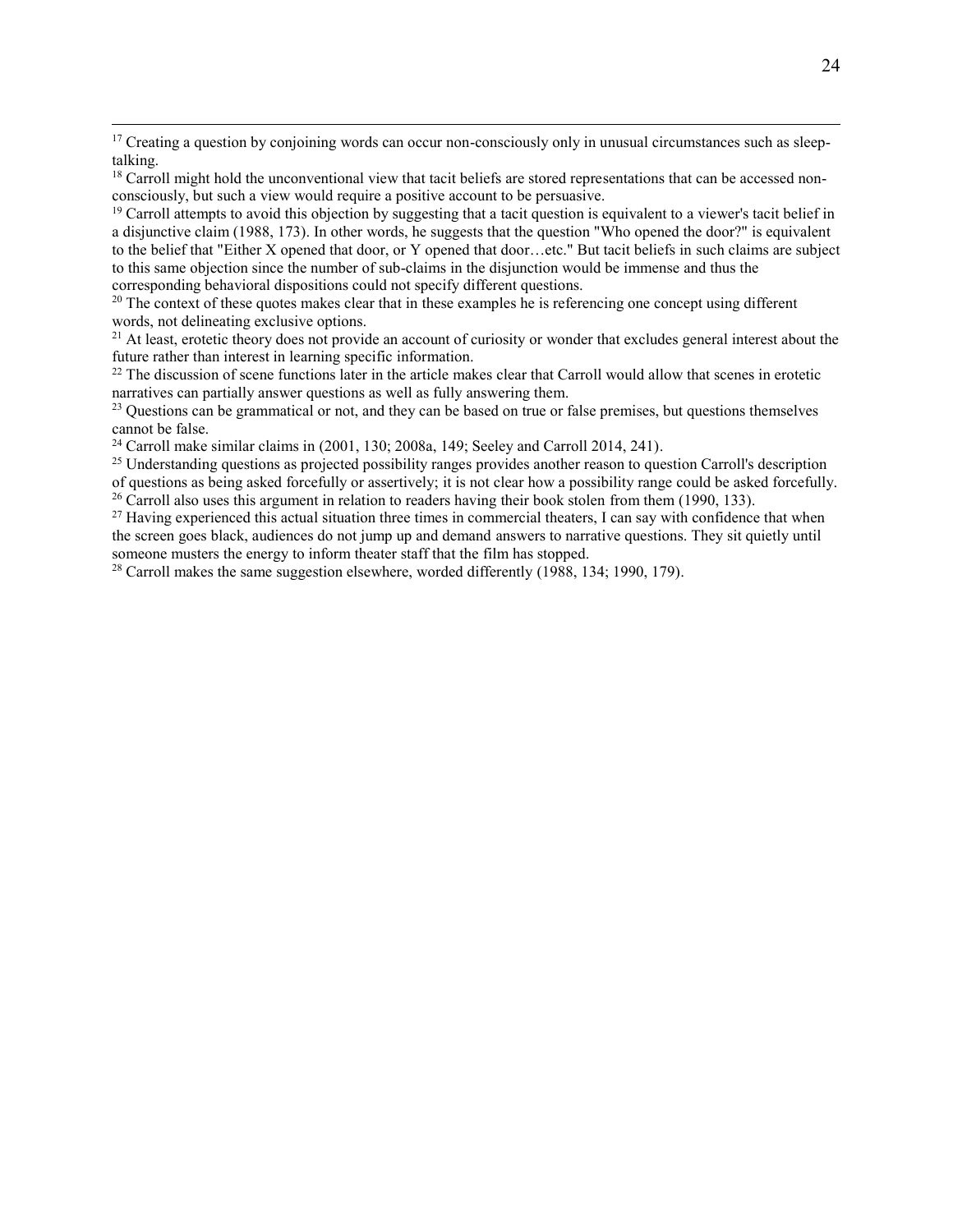[17] Creating a question by conjoining words can occur non-consciously only in unusual circumstances such as sleep-talking.

[18] Carroll might hold the unconventional view that tacit beliefs are stored representations that can be accessed non-consciously, but such a view would require a positive account to be persuasive.

[19] Carroll attempts to avoid this objection by suggesting that a tacit question is equivalent to a viewer's tacit belief in a disjunctive claim (1988, 173). In other words, he suggests that the question "Who opened the door?" is equivalent to the belief that "Either X opened that door, or Y opened that door…etc." But tacit beliefs in such claims are subject to this same objection since the number of sub-claims in the disjunction would be immense and thus the corresponding behavioral dispositions could not specify different questions.

[20] The context of these quotes makes clear that in these examples he is referencing one concept using different words, not delineating exclusive options.

[21] At least, erotetic theory does not provide an account of curiosity or wonder that excludes general interest about the future rather than interest in learning specific information.

[22] The discussion of scene functions later in the article makes clear that Carroll would allow that scenes in erotetic narratives can partially answer questions as well as fully answering them.

[23] Questions can be grammatical or not, and they can be based on true or false premises, but questions themselves cannot be false.

[24] Carroll make similar claims in (2001, 130; 2008a, 149; Seeley and Carroll 2014, 241).

[25] Understanding questions as projected possibility ranges provides another reason to question Carroll's description of questions as being asked forcefully or assertively; it is not clear how a possibility range could be asked forcefully.

[26] Carroll also uses this argument in relation to readers having their book stolen from them (1990, 133).

[27] Having experienced this actual situation three times in commercial theaters, I can say with confidence that when the screen goes black, audiences do not jump up and demand answers to narrative questions. They sit quietly until someone musters the energy to inform theater staff that the film has stopped.

[28] Carroll makes the same suggestion elsewhere, worded differently (1988, 134; 1990, 179).